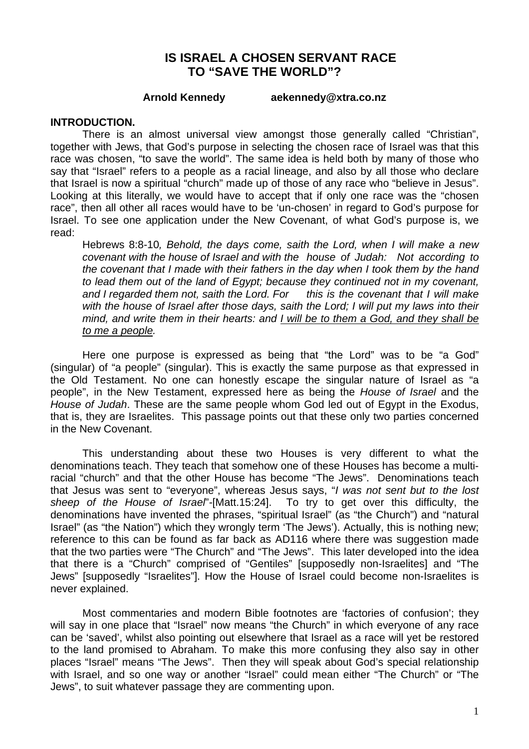# IS ISRAEL A CHOSEN SERVANT RACE TO "SAVE THE WORLD"?

**Arnold Kennedy aekennedy@xtra.co.nz**

## INTRODUCTION.

There is an almost universal view amongst those generally called "Christian", together with Jews, that God's purpose in selecting the chosen race of Israel was that this race was chosen, "to save the world". The same idea is held both by many of those who say that "Israel" refers to a people as a racial lineage, and also by all those who declare that Israel is now a spiritual "church" made up of those of any race who "believe in Jesus". Looking at this literally, we would have to accept that if only one race was the "chosen race", then all other all races would have to be 'un-chosen' in regard to God's purpose for Israel. To see one application under the New Covenant, of what God's purpose is, we read:

> Hebrews 8:8-10*, Behold, the days come, saith the Lord, when I will make a new covenant with the house of Israel and with the house of Judah: Not according to the covenant that I made with their fathers in the day when I took them by the hand to lead them out of the land of Egypt; because they continued not in my covenant, and I regarded them not, saith the Lord. For this is the covenant that I will make with the house of Israel after those days, saith the Lord; I will put my laws into their mind, and write them in their hearts: and <u>I will be to them a God, and they shall be to me a people</u>.*

Here one purpose is expressed as being that "the Lord" was to be "a God" (singular) of "a people" (singular). This is exactly the same purpose as that expressed in the Old Testament. No one can honestly escape the singular nature of Israel as "a people", in the New Testament, expressed here as being the *House of Israel* and the *House of Judah*. These are the same people whom God led out of Egypt in the Exodus, that is, they are Israelites. This passage points out that these only two parties concerned in the New Covenant.

This understanding about these two Houses is very different to what the denominations teach. They teach that somehow one of these Houses has become a multi-racial "church" and that the other House has become "The Jews". Denominations teach that Jesus was sent to "everyone", whereas Jesus says, "*I was not sent but to the lost sheep of the House of Israel*"-[Matt.15:24]. To try to get over this difficulty, the denominations have invented the phrases, "spiritual Israel" (as "the Church") and "natural Israel" (as "the Nation") which they wrongly term 'The Jews'). Actually, this is nothing new; reference to this can be found as far back as AD116 where there was suggestion made that the two parties were "The Church" and "The Jews". This later developed into the idea that there is a "Church" comprised of "Gentiles" [supposedly non-Israelites] and "The Jews" [supposedly "Israelites"]. How the House of Israel could become non-Israelites is never explained.

Most commentaries and modern Bible footnotes are 'factories of confusion'; they will say in one place that "Israel" now means "the Church" in which everyone of any race can be 'saved', whilst also pointing out elsewhere that Israel as a race will yet be restored to the land promised to Abraham. To make this more confusing they also say in other places "Israel" means "The Jews". Then they will speak about God's special relationship with Israel, and so one way or another "Israel" could mean either "The Church" or "The Jews", to suit whatever passage they are commenting upon.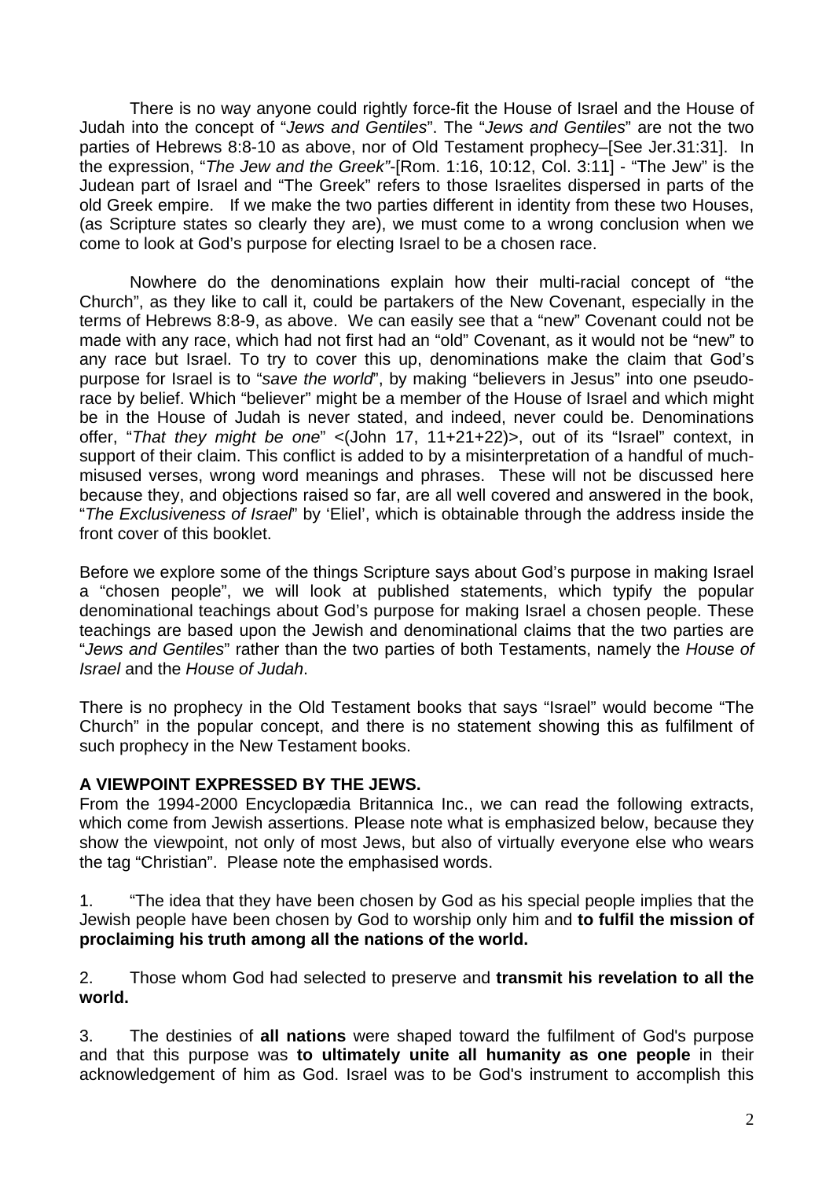There is no way anyone could rightly force-fit the House of Israel and the House of Judah into the concept of "*Jews and Gentiles*". The "*Jews and Gentiles*" are not the two parties of Hebrews 8:8-10 as above, nor of Old Testament prophecy–[See Jer.31:31]. In the expression, "*The Jew and the Greek*"-[Rom. 1:16, 10:12, Col. 3:11] - "The Jew" is the Judean part of Israel and "The Greek" refers to those Israelites dispersed in parts of the old Greek empire. If we make the two parties different in identity from these two Houses, (as Scripture states so clearly they are), we must come to a wrong conclusion when we come to look at God's purpose for electing Israel to be a chosen race.

Nowhere do the denominations explain how their multi-racial concept of "the Church", as they like to call it, could be partakers of the New Covenant, especially in the terms of Hebrews 8:8-9, as above. We can easily see that a "new" Covenant could not be made with any race, which had not first had an "old" Covenant, as it would not be "new" to any race but Israel. To try to cover this up, denominations make the claim that God's purpose for Israel is to "*save the world*", by making "believers in Jesus" into one pseudo-race by belief. Which "believer" might be a member of the House of Israel and which might be in the House of Judah is never stated, and indeed, never could be. Denominations offer, "*That they might be one*" <(John 17, 11+21+22)>, out of its "Israel" context, in support of their claim. This conflict is added to by a misinterpretation of a handful of much-misused verses, wrong word meanings and phrases. These will not be discussed here because they, and objections raised so far, are all well covered and answered in the book, "*The Exclusiveness of Israel*" by 'Eliel', which is obtainable through the address inside the front cover of this booklet.

Before we explore some of the things Scripture says about God's purpose in making Israel a "chosen people", we will look at published statements, which typify the popular denominational teachings about God's purpose for making Israel a chosen people. These teachings are based upon the Jewish and denominational claims that the two parties are "*Jews and Gentiles*" rather than the two parties of both Testaments, namely the *House of Israel* and the *House of Judah*.

There is no prophecy in the Old Testament books that says "Israel" would become "The Church" in the popular concept, and there is no statement showing this as fulfilment of such prophecy in the New Testament books.

**A VIEWPOINT EXPRESSED BY THE JEWS.**

From the 1994-2000 Encyclopædia Britannica Inc., we can read the following extracts, which come from Jewish assertions. Please note what is emphasized below, because they show the viewpoint, not only of most Jews, but also of virtually everyone else who wears the tag "Christian". Please note the emphasised words.

1. "The idea that they have been chosen by God as his special people implies that the Jewish people have been chosen by God to worship only him and **to fulfil the mission of proclaiming his truth among all the nations of the world.**

2. Those whom God had selected to preserve and **transmit his revelation to all the world.**

3. The destinies of **all nations** were shaped toward the fulfilment of God's purpose and that this purpose was **to ultimately unite all humanity as one people** in their acknowledgement of him as God. Israel was to be God's instrument to accomplish this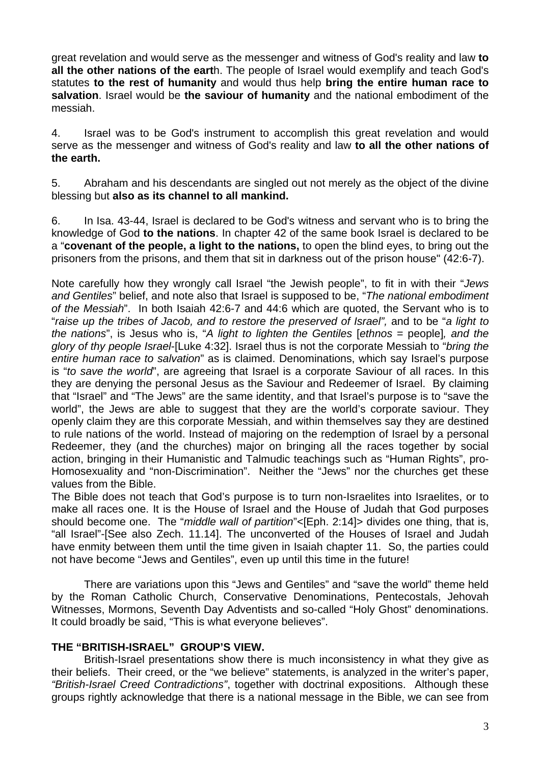great revelation and would serve as the messenger and witness of God's reality and law **to all the other nations of the eart**h. The people of Israel would exemplify and teach God's statutes **to the rest of humanity** and would thus help **bring the entire human race to salvation**. Israel would be **the saviour of humanity** and the national embodiment of the messiah.

4. Israel was to be God's instrument to accomplish this great revelation and would serve as the messenger and witness of God's reality and law **to all the other nations of the earth.**

5. Abraham and his descendants are singled out not merely as the object of the divine blessing but **also as its channel to all mankind.**

6. In Isa. 43-44, Israel is declared to be God's witness and servant who is to bring the knowledge of God **to the nations**. In chapter 42 of the same book Israel is declared to be a "**covenant of the people, a light to the nations,** to open the blind eyes, to bring out the prisoners from the prisons, and them that sit in darkness out of the prison house" (42:6-7).

Note carefully how they wrongly call Israel "the Jewish people", to fit in with their "*Jews and Gentiles*" belief, and note also that Israel is supposed to be, "*The national embodiment of the Messiah*". In both Isaiah 42:6-7 and 44:6 which are quoted, the Servant who is to "*raise up the tribes of Jacob, and to restore the preserved of Israel",* and to be "*a light to the nations*", is Jesus who is, "*A light to lighten the Gentiles* [*ethnos* = people]*, and the glory of thy people Israel*-[Luke 4:32]. Israel thus is not the corporate Messiah to "*bring the entire human race to salvation*" as is claimed. Denominations, which say Israel's purpose is "*to save the world*", are agreeing that Israel is a corporate Saviour of all races. In this they are denying the personal Jesus as the Saviour and Redeemer of Israel. By claiming that "Israel" and "The Jews" are the same identity, and that Israel's purpose is to "save the world", the Jews are able to suggest that they are the world's corporate saviour. They openly claim they are this corporate Messiah, and within themselves say they are destined to rule nations of the world. Instead of majoring on the redemption of Israel by a personal Redeemer, they (and the churches) major on bringing all the races together by social action, bringing in their Humanistic and Talmudic teachings such as "Human Rights", pro-Homosexuality and "non-Discrimination". Neither the "Jews" nor the churches get these values from the Bible.
The Bible does not teach that God's purpose is to turn non-Israelites into Israelites, or to make all races one. It is the House of Israel and the House of Judah that God purposes should become one. The "*middle wall of partition*"<[Eph. 2:14]> divides one thing, that is, "all Israel"-[See also Zech. 11.14]. The unconverted of the Houses of Israel and Judah have enmity between them until the time given in Isaiah chapter 11. So, the parties could not have become "Jews and Gentiles", even up until this time in the future!

There are variations upon this "Jews and Gentiles" and "save the world" theme held by the Roman Catholic Church, Conservative Denominations, Pentecostals, Jehovah Witnesses, Mormons, Seventh Day Adventists and so-called "Holy Ghost" denominations. It could broadly be said, "This is what everyone believes".

**THE "BRITISH-ISRAEL" GROUP'S VIEW.**

British-Israel presentations show there is much inconsistency in what they give as their beliefs. Their creed, or the "we believe" statements, is analyzed in the writer's paper, *"British-Israel Creed Contradictions"*, together with doctrinal expositions. Although these groups rightly acknowledge that there is a national message in the Bible, we can see from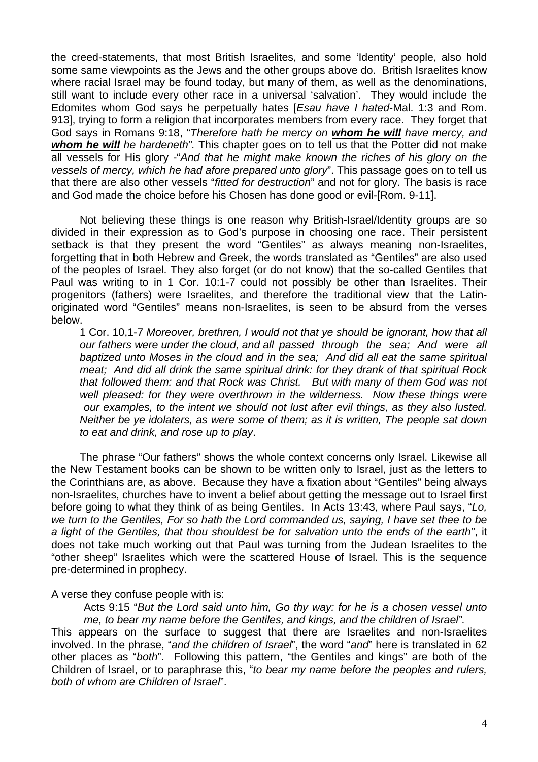the creed-statements, that most British Israelites, and some 'Identity' people, also hold some same viewpoints as the Jews and the other groups above do. British Israelites know where racial Israel may be found today, but many of them, as well as the denominations, still want to include every other race in a universal 'salvation'. They would include the Edomites whom God says he perpetually hates [*Esau have I hated*-Mal. 1:3 and Rom. 913], trying to form a religion that incorporates members from every race. They forget that God says in Romans 9:18, "*Therefore hath he mercy on **whom he will** have mercy, and **whom he will** he hardeneth".* This chapter goes on to tell us that the Potter did not make all vessels for His glory -"*And that he might make known the riches of his glory on the vessels of mercy, which he had afore prepared unto glory*". This passage goes on to tell us that there are also other vessels "*fitted for destruction*" and not for glory. The basis is race and God made the choice before his Chosen has done good or evil-[Rom. 9-11].

Not believing these things is one reason why British-Israel/Identity groups are so divided in their expression as to God's purpose in choosing one race. Their persistent setback is that they present the word "Gentiles" as always meaning non-Israelites, forgetting that in both Hebrew and Greek, the words translated as "Gentiles" are also used of the peoples of Israel. They also forget (or do not know) that the so-called Gentiles that Paul was writing to in 1 Cor. 10:1-7 could not possibly be other than Israelites. Their progenitors (fathers) were Israelites, and therefore the traditional view that the Latin-originated word "Gentiles" means non-Israelites, is seen to be absurd from the verses below.

> 1 Cor. 10,1-7 *Moreover, brethren, I would not that ye should be ignorant, how that all our fathers were under the cloud, and all passed through the sea; And were all baptized unto Moses in the cloud and in the sea; And did all eat the same spiritual meat; And did all drink the same spiritual drink: for they drank of that spiritual Rock that followed them: and that Rock was Christ. But with many of them God was not well pleased: for they were overthrown in the wilderness. Now these things were our examples, to the intent we should not lust after evil things, as they also lusted. Neither be ye idolaters, as were some of them; as it is written, The people sat down to eat and drink, and rose up to play*.

The phrase "Our fathers" shows the whole context concerns only Israel. Likewise all the New Testament books can be shown to be written only to Israel, just as the letters to the Corinthians are, as above. Because they have a fixation about "Gentiles" being always non-Israelites, churches have to invent a belief about getting the message out to Israel first before going to what they think of as being Gentiles. In Acts 13:43, where Paul says, "*Lo, we turn to the Gentiles, For so hath the Lord commanded us, saying, I have set thee to be a light of the Gentiles, that thou shouldest be for salvation unto the ends of the earth"*, it does not take much working out that Paul was turning from the Judean Israelites to the "other sheep" Israelites which were the scattered House of Israel. This is the sequence pre-determined in prophecy.

A verse they confuse people with is:

> Acts 9:15 "*But the Lord said unto him, Go thy way: for he is a chosen vessel unto me, to bear my name before the Gentiles, and kings, and the children of Israel".*

This appears on the surface to suggest that there are Israelites and non-Israelites involved. In the phrase, "*and the children of Israel*", the word "*and*" here is translated in 62 other places as "*both*". Following this pattern, "the Gentiles and kings" are both of the Children of Israel, or to paraphrase this, "*to bear my name before the peoples and rulers, both of whom are Children of Israel*".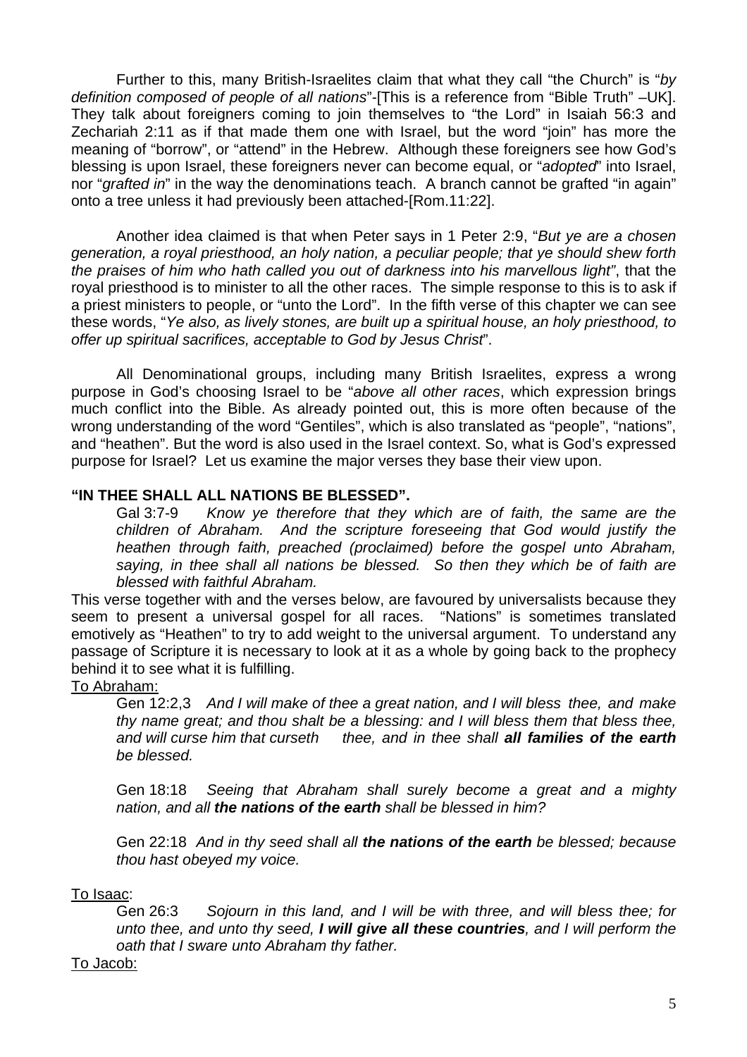Further to this, many British-Israelites claim that what they call "the Church" is "*by definition composed of people of all nations*"-[This is a reference from "Bible Truth" –UK]. They talk about foreigners coming to join themselves to "the Lord" in Isaiah 56:3 and Zechariah 2:11 as if that made them one with Israel, but the word "join" has more the meaning of "borrow", or "attend" in the Hebrew. Although these foreigners see how God's blessing is upon Israel, these foreigners never can become equal, or "*adopted*" into Israel, nor "*grafted in*" in the way the denominations teach. A branch cannot be grafted "in again" onto a tree unless it had previously been attached-[Rom.11:22].

Another idea claimed is that when Peter says in 1 Peter 2:9, "*But ye are a chosen generation, a royal priesthood, an holy nation, a peculiar people; that ye should shew forth the praises of him who hath called you out of darkness into his marvellous light"*, that the royal priesthood is to minister to all the other races. The simple response to this is to ask if a priest ministers to people, or "unto the Lord". In the fifth verse of this chapter we can see these words, "*Ye also, as lively stones, are built up a spiritual house, an holy priesthood, to offer up spiritual sacrifices, acceptable to God by Jesus Christ*".

All Denominational groups, including many British Israelites, express a wrong purpose in God's choosing Israel to be "*above all other races*, which expression brings much conflict into the Bible. As already pointed out, this is more often because of the wrong understanding of the word "Gentiles", which is also translated as "people", "nations", and "heathen". But the word is also used in the Israel context. So, what is God's expressed purpose for Israel? Let us examine the major verses they base their view upon.

**"IN THEE SHALL ALL NATIONS BE BLESSED".**

> Gal 3:7-9 *Know ye therefore that they which are of faith, the same are the children of Abraham. And the scripture foreseeing that God would justify the heathen through faith, preached (proclaimed) before the gospel unto Abraham, saying, in thee shall all nations be blessed. So then they which be of faith are blessed with faithful Abraham.*

This verse together with and the verses below, are favoured by universalists because they seem to present a universal gospel for all races. "Nations" is sometimes translated emotively as "Heathen" to try to add weight to the universal argument. To understand any passage of Scripture it is necessary to look at it as a whole by going back to the prophecy behind it to see what it is fulfilling.

<u>To Abraham:</u>

> Gen 12:2,3 *And I will make of thee a great nation, and I will bless thee, and make thy name great; and thou shalt be a blessing: and I will bless them that bless thee, and will curse him that curseth thee, and in thee shall* ***all families of the earth*** *be blessed.*
>
> Gen 18:18 *Seeing that Abraham shall surely become a great and a mighty nation, and all* ***the nations of the earth*** *shall be blessed in him?*
>
> Gen 22:18 *And in thy seed shall all* ***the nations of the earth*** *be blessed; because thou hast obeyed my voice.*

<u>To Isaac</u>:

> Gen 26:3 *Sojourn in this land, and I will be with three, and will bless thee; for unto thee, and unto thy seed,* ***I will give all these countries****, and I will perform the oath that I sware unto Abraham thy father.*

<u>To Jacob:</u>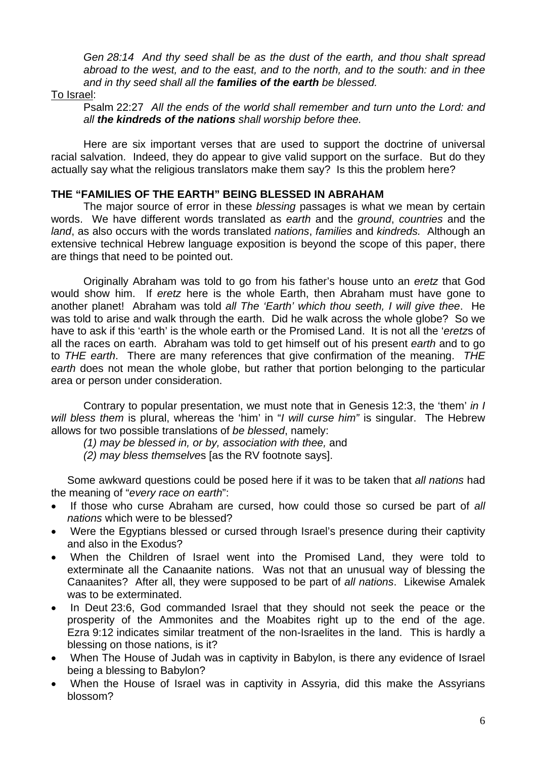*Gen 28:14 And thy seed shall be as the dust of the earth, and thou shalt spread abroad to the west, and to the east, and to the north, and to the south: and in thee and in thy seed shall all the **families of the earth** be blessed.*

To Israel:

Psalm 22:27 *All the ends of the world shall remember and turn unto the Lord: and all **the kindreds of the nations** shall worship before thee.*

Here are six important verses that are used to support the doctrine of universal racial salvation. Indeed, they do appear to give valid support on the surface. But do they actually say what the religious translators make them say? Is this the problem here?

**THE "FAMILIES OF THE EARTH" BEING BLESSED IN ABRAHAM**

The major source of error in these *blessing* passages is what we mean by certain words. We have different words translated as *earth* and the *ground*, *countries* and the *land*, as also occurs with the words translated *nations*, *families* and *kindreds.* Although an extensive technical Hebrew language exposition is beyond the scope of this paper, there are things that need to be pointed out.

Originally Abraham was told to go from his father's house unto an *eretz* that God would show him. If *eretz* here is the whole Earth, then Abraham must have gone to another planet! Abraham was told *all The 'Earth' which thou seeth, I will give thee*. He was told to arise and walk through the earth. Did he walk across the whole globe? So we have to ask if this 'earth' is the whole earth or the Promised Land. It is not all the '*eretz*s of all the races on earth. Abraham was told to get himself out of his present *earth* and to go to *THE earth*. There are many references that give confirmation of the meaning. *THE earth* does not mean the whole globe, but rather that portion belonging to the particular area or person under consideration.

Contrary to popular presentation, we must note that in Genesis 12:3, the 'them' *in I will bless them* is plural, whereas the 'him' in "*I will curse him"* is singular. The Hebrew allows for two possible translations of *be blessed*, namely:

*(1) may be blessed in, or by, association with thee,* and

*(2) may bless themselve*s [as the RV footnote says].

Some awkward questions could be posed here if it was to be taken that *all nations* had the meaning of "*every race on earth*":

- If those who curse Abraham are cursed, how could those so cursed be part of *all nations* which were to be blessed?
- Were the Egyptians blessed or cursed through Israel's presence during their captivity and also in the Exodus?
- When the Children of Israel went into the Promised Land, they were told to exterminate all the Canaanite nations. Was not that an unusual way of blessing the Canaanites? After all, they were supposed to be part of *all nations*. Likewise Amalek was to be exterminated.
- In Deut 23:6, God commanded Israel that they should not seek the peace or the prosperity of the Ammonites and the Moabites right up to the end of the age. Ezra 9:12 indicates similar treatment of the non-Israelites in the land. This is hardly a blessing on those nations, is it?
- When The House of Judah was in captivity in Babylon, is there any evidence of Israel being a blessing to Babylon?
- When the House of Israel was in captivity in Assyria, did this make the Assyrians blossom?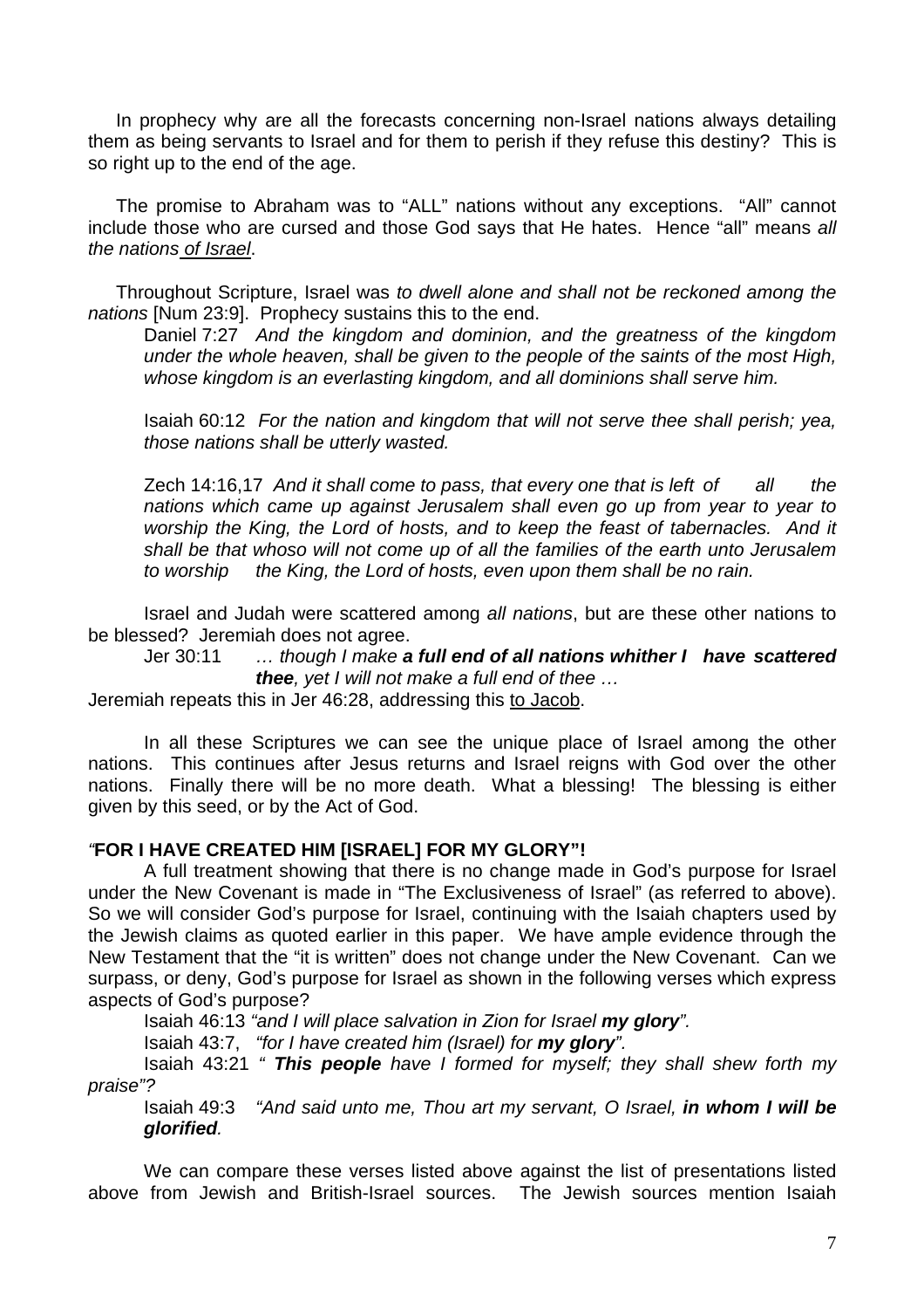In prophecy why are all the forecasts concerning non-Israel nations always detailing them as being servants to Israel and for them to perish if they refuse this destiny? This is so right up to the end of the age.

The promise to Abraham was to "ALL" nations without any exceptions. "All" cannot include those who are cursed and those God says that He hates. Hence "all" means *all the nations of Israel*.

Throughout Scripture, Israel was *to dwell alone and shall not be reckoned among the nations* [Num 23:9]. Prophecy sustains this to the end.

> Daniel 7:27 *And the kingdom and dominion, and the greatness of the kingdom under the whole heaven, shall be given to the people of the saints of the most High, whose kingdom is an everlasting kingdom, and all dominions shall serve him.*
>
> Isaiah 60:12 *For the nation and kingdom that will not serve thee shall perish; yea, those nations shall be utterly wasted.*
>
> Zech 14:16,17 *And it shall come to pass, that every one that is left of all the nations which came up against Jerusalem shall even go up from year to year to worship the King, the Lord of hosts, and to keep the feast of tabernacles. And it shall be that whoso will not come up of all the families of the earth unto Jerusalem to worship the King, the Lord of hosts, even upon them shall be no rain.*

Israel and Judah were scattered among *all nations*, but are these other nations to be blessed? Jeremiah does not agree.

> Jer 30:11 *… though I make **a full end of all nations whither I have scattered thee**, yet I will not make a full end of thee …*

Jeremiah repeats this in Jer 46:28, addressing this to Jacob.

In all these Scriptures we can see the unique place of Israel among the other nations. This continues after Jesus returns and Israel reigns with God over the other nations. Finally there will be no more death. What a blessing! The blessing is either given by this seed, or by the Act of God.

### "FOR I HAVE CREATED HIM [ISRAEL] FOR MY GLORY"!

A full treatment showing that there is no change made in God's purpose for Israel under the New Covenant is made in "The Exclusiveness of Israel" (as referred to above). So we will consider God's purpose for Israel, continuing with the Isaiah chapters used by the Jewish claims as quoted earlier in this paper. We have ample evidence through the New Testament that the "it is written" does not change under the New Covenant. Can we surpass, or deny, God's purpose for Israel as shown in the following verses which express aspects of God's purpose?

> Isaiah 46:13 *"and I will place salvation in Zion for Israel **my glory**".*
>
> Isaiah 43:7, *"for I have created him (Israel) for **my glory**".*
>
> Isaiah 43:21 *" **This people** have I formed for myself; they shall shew forth my praise"?*
>
> Isaiah 49:3 *"And said unto me, Thou art my servant, O Israel, **in whom I will be glorified**.*

We can compare these verses listed above against the list of presentations listed above from Jewish and British-Israel sources. The Jewish sources mention Isaiah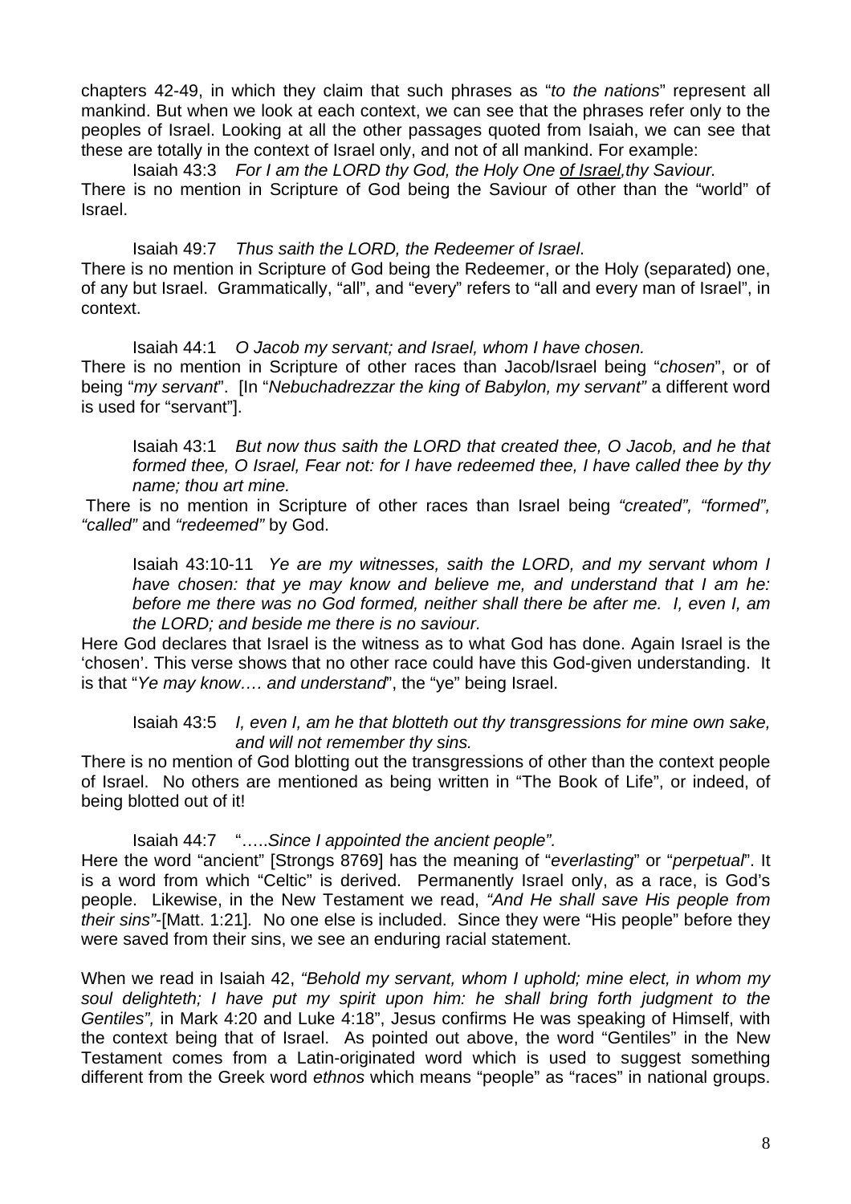chapters 42-49, in which they claim that such phrases as "*to the nations*" represent all mankind. But when we look at each context, we can see that the phrases refer only to the peoples of Israel. Looking at all the other passages quoted from Isaiah, we can see that these are totally in the context of Israel only, and not of all mankind. For example:

Isaiah 43:3 *For I am the LORD thy God, the Holy One of Israel,thy Saviour.*

There is no mention in Scripture of God being the Saviour of other than the "world" of Israel.

Isaiah 49:7 *Thus saith the LORD, the Redeemer of Israel*.

There is no mention in Scripture of God being the Redeemer, or the Holy (separated) one, of any but Israel. Grammatically, "all", and "every" refers to "all and every man of Israel", in context.

Isaiah 44:1 *O Jacob my servant; and Israel, whom I have chosen.*

There is no mention in Scripture of other races than Jacob/Israel being "*chosen*", or of being "*my servant*". [In "*Nebuchadrezzar the king of Babylon, my servant"* a different word is used for "servant"].

> Isaiah 43:1 *But now thus saith the LORD that created thee, O Jacob, and he that formed thee, O Israel, Fear not: for I have redeemed thee, I have called thee by thy name; thou art mine.*

There is no mention in Scripture of other races than Israel being *"created", "formed", "called"* and *"redeemed"* by God.

> Isaiah 43:10-11 *Ye are my witnesses, saith the LORD, and my servant whom I have chosen: that ye may know and believe me, and understand that I am he: before me there was no God formed, neither shall there be after me. I, even I, am the LORD; and beside me there is no saviour.*

Here God declares that Israel is the witness as to what God has done. Again Israel is the 'chosen'. This verse shows that no other race could have this God-given understanding. It is that "*Ye may know…. and understand*", the "ye" being Israel.

> Isaiah 43:5 *I, even I, am he that blotteth out thy transgressions for mine own sake, and will not remember thy sins.*

There is no mention of God blotting out the transgressions of other than the context people of Israel. No others are mentioned as being written in "The Book of Life", or indeed, of being blotted out of it!

Isaiah 44:7 "…..*Since I appointed the ancient people".*

Here the word "ancient" [Strongs 8769] has the meaning of "*everlasting*" or "*perpetual*". It is a word from which "Celtic" is derived. Permanently Israel only, as a race, is God's people. Likewise, in the New Testament we read, *"And He shall save His people from their sins"*-[Matt. 1:21]. No one else is included. Since they were "His people" before they were saved from their sins, we see an enduring racial statement.

When we read in Isaiah 42, *"Behold my servant, whom I uphold; mine elect, in whom my soul delighteth; I have put my spirit upon him: he shall bring forth judgment to the Gentiles",* in Mark 4:20 and Luke 4:18", Jesus confirms He was speaking of Himself, with the context being that of Israel. As pointed out above, the word "Gentiles" in the New Testament comes from a Latin-originated word which is used to suggest something different from the Greek word *ethnos* which means "people" as "races" in national groups.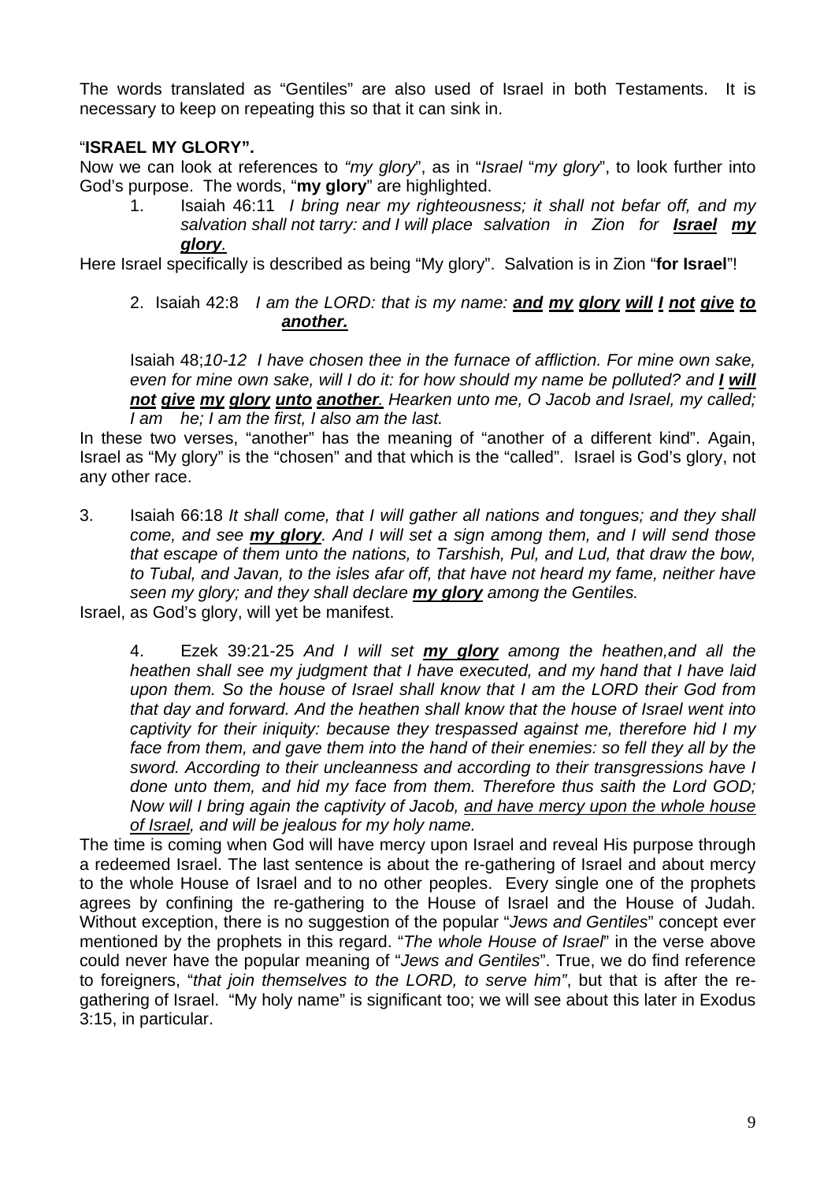The words translated as "Gentiles" are also used of Israel in both Testaments. It is necessary to keep on repeating this so that it can sink in.

"**ISRAEL MY GLORY".**

Now we can look at references to *"my glory*", as in "*Israel* "*my glory*", to look further into God's purpose. The words, "**my glory**" are highlighted.

1. Isaiah 46:11 *I bring near my righteousness; it shall not befar off, and my salvation shall not tarry: and I will place salvation in Zion for **Israel my glory**.*

Here Israel specifically is described as being "My glory". Salvation is in Zion "**for Israel**"!

2. Isaiah 42:8 *I am the LORD: that is my name: **and my glory will I not give to another.***

Isaiah 48;*10-12 I have chosen thee in the furnace of affliction. For mine own sake, even for mine own sake, will I do it: for how should my name be polluted? and **I will not give my glory unto another**. Hearken unto me, O Jacob and Israel, my called; I am he; I am the first, I also am the last.*

In these two verses, "another" has the meaning of "another of a different kind". Again, Israel as "My glory" is the "chosen" and that which is the "called". Israel is God's glory, not any other race.

3. Isaiah 66:18 *It shall come, that I will gather all nations and tongues; and they shall come, and see **my glory**. And I will set a sign among them, and I will send those that escape of them unto the nations, to Tarshish, Pul, and Lud, that draw the bow, to Tubal, and Javan, to the isles afar off, that have not heard my fame, neither have seen my glory; and they shall declare **my glory** among the Gentiles.*

Israel, as God's glory, will yet be manifest.

4. Ezek 39:21-25 *And I will set **my glory** among the heathen,and all the heathen shall see my judgment that I have executed, and my hand that I have laid upon them. So the house of Israel shall know that I am the LORD their God from that day and forward. And the heathen shall know that the house of Israel went into captivity for their iniquity: because they trespassed against me, therefore hid I my face from them, and gave them into the hand of their enemies: so fell they all by the sword. According to their uncleanness and according to their transgressions have I done unto them, and hid my face from them. Therefore thus saith the Lord GOD; Now will I bring again the captivity of Jacob, <u>and have mercy upon the whole house of Israel</u>, and will be jealous for my holy name.*

The time is coming when God will have mercy upon Israel and reveal His purpose through a redeemed Israel. The last sentence is about the re-gathering of Israel and about mercy to the whole House of Israel and to no other peoples. Every single one of the prophets agrees by confining the re-gathering to the House of Israel and the House of Judah. Without exception, there is no suggestion of the popular "*Jews and Gentiles*" concept ever mentioned by the prophets in this regard. "*The whole House of Israel*" in the verse above could never have the popular meaning of "*Jews and Gentiles*". True, we do find reference to foreigners, "*that join themselves to the LORD, to serve him"*, but that is after the re-gathering of Israel. "My holy name" is significant too; we will see about this later in Exodus 3:15, in particular.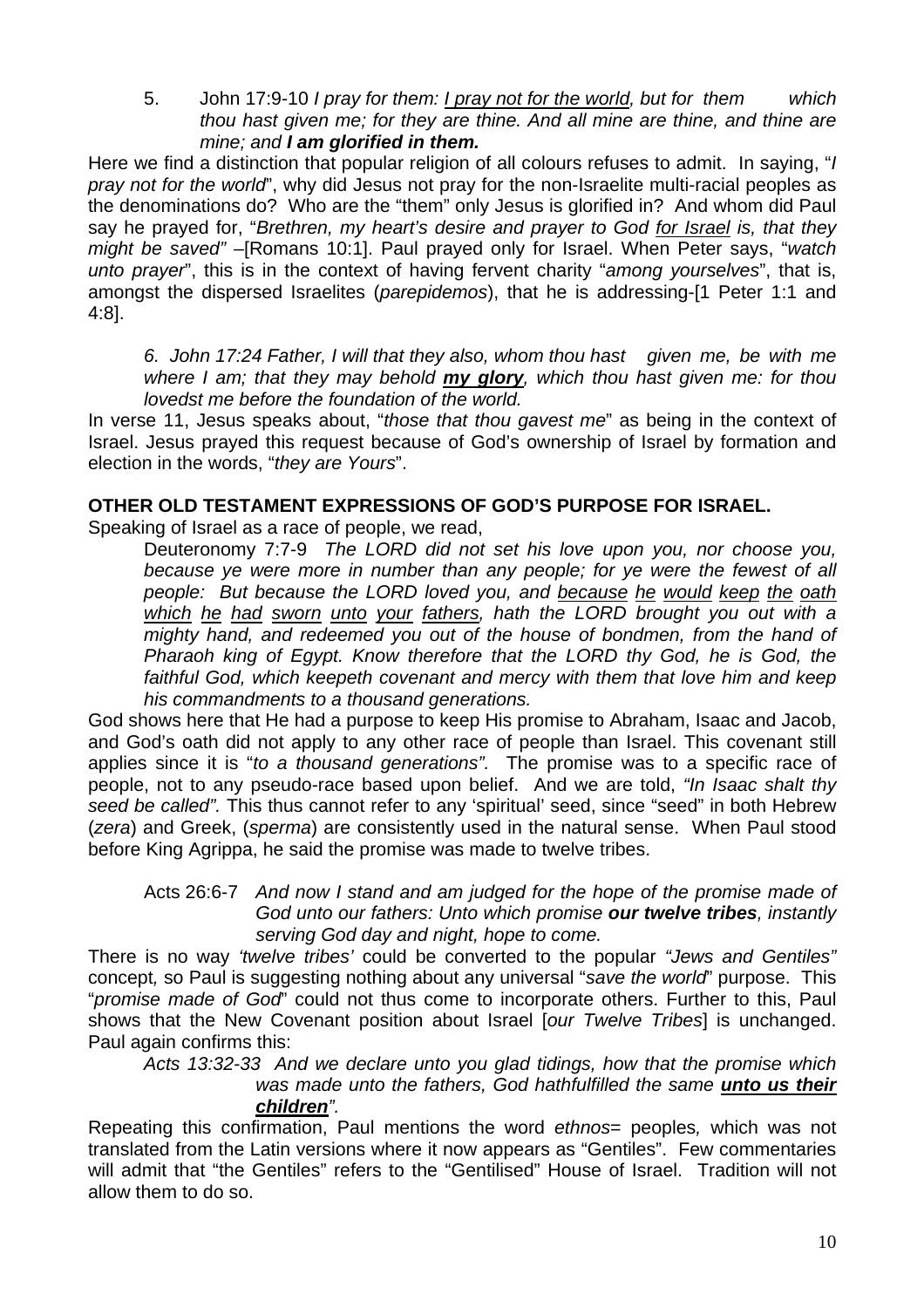5. John 17:9-10 *I pray for them: I pray not for the world, but for them which thou hast given me; for they are thine. And all mine are thine, and thine are mine; and **I am glorified in them.***

Here we find a distinction that popular religion of all colours refuses to admit. In saying, "*I pray not for the world*", why did Jesus not pray for the non-Israelite multi-racial peoples as the denominations do? Who are the "them" only Jesus is glorified in? And whom did Paul say he prayed for, "*Brethren, my heart's desire and prayer to God for Israel is, that they might be saved"* –[Romans 10:1]. Paul prayed only for Israel. When Peter says, "*watch unto prayer*", this is in the context of having fervent charity "*among yourselves*", that is, amongst the dispersed Israelites (*parepidemos*), that he is addressing-[1 Peter 1:1 and 4:8].

*6. John 17:24 Father, I will that they also, whom thou hast given me, be with me where I am; that they may behold **my glory**, which thou hast given me: for thou lovedst me before the foundation of the world.*

In verse 11, Jesus speaks about, "*those that thou gavest me*" as being in the context of Israel. Jesus prayed this request because of God's ownership of Israel by formation and election in the words, "*they are Yours*".

**OTHER OLD TESTAMENT EXPRESSIONS OF GOD'S PURPOSE FOR ISRAEL.**

Speaking of Israel as a race of people, we read,

Deuteronomy 7:7-9 *The LORD did not set his love upon you, nor choose you, because ye were more in number than any people; for ye were the fewest of all people: But because the LORD loved you, and because he would keep the oath which he had sworn unto your fathers, hath the LORD brought you out with a mighty hand, and redeemed you out of the house of bondmen, from the hand of Pharaoh king of Egypt. Know therefore that the LORD thy God, he is God, the faithful God, which keepeth covenant and mercy with them that love him and keep his commandments to a thousand generations.*

God shows here that He had a purpose to keep His promise to Abraham, Isaac and Jacob, and God's oath did not apply to any other race of people than Israel. This covenant still applies since it is "*to a thousand generations".* The promise was to a specific race of people, not to any pseudo-race based upon belief. And we are told, *"In Isaac shalt thy seed be called".* This thus cannot refer to any 'spiritual' seed, since "seed" in both Hebrew (*zera*) and Greek, (*sperma*) are consistently used in the natural sense. When Paul stood before King Agrippa, he said the promise was made to twelve tribes.

Acts 26:6-7 *And now I stand and am judged for the hope of the promise made of God unto our fathers: Unto which promise **our twelve tribes**, instantly serving God day and night, hope to come.*

There is no way *'twelve tribes'* could be converted to the popular *"Jews and Gentiles"* concept*,* so Paul is suggesting nothing about any universal "*save the world*" purpose. This "*promise made of God*" could not thus come to incorporate others. Further to this, Paul shows that the New Covenant position about Israel [*our Twelve Tribes*] is unchanged. Paul again confirms this:

*Acts 13:32-33 And we declare unto you glad tidings, how that the promise which was made unto the fathers, God hathfulfilled the same **unto us their children**".*

Repeating this confirmation, Paul mentions the word *ethnos*= peoples*,* which was not translated from the Latin versions where it now appears as "Gentiles". Few commentaries will admit that "the Gentiles" refers to the "Gentilised" House of Israel. Tradition will not allow them to do so.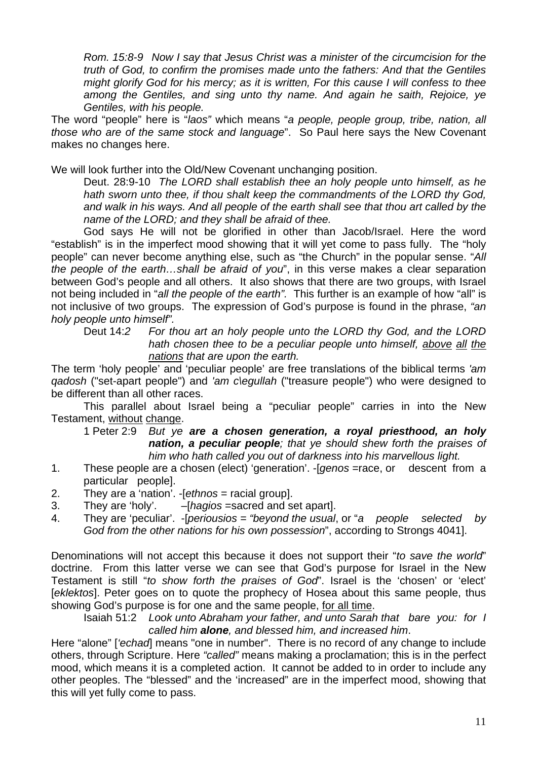*Rom. 15:8-9 Now I say that Jesus Christ was a minister of the circumcision for the truth of God, to confirm the promises made unto the fathers: And that the Gentiles might glorify God for his mercy; as it is written, For this cause I will confess to thee among the Gentiles, and sing unto thy name. And again he saith, Rejoice, ye Gentiles, with his people.*

The word "people" here is "*laos"* which means "*a people, people group, tribe, nation, all those who are of the same stock and language*". So Paul here says the New Covenant makes no changes here.

We will look further into the Old/New Covenant unchanging position.

Deut. 28:9-10 *The LORD shall establish thee an holy people unto himself, as he hath sworn unto thee, if thou shalt keep the commandments of the LORD thy God, and walk in his ways. And all people of the earth shall see that thou art called by the name of the LORD; and they shall be afraid of thee.*

God says He will not be glorified in other than Jacob/Israel. Here the word "establish" is in the imperfect mood showing that it will yet come to pass fully. The "holy people" can never become anything else, such as "the Church" in the popular sense. "*All the people of the earth…shall be afraid of you*", in this verse makes a clear separation between God's people and all others. It also shows that there are two groups, with Israel not being included in "*all the people of the earth".* This further is an example of how "all" is not inclusive of two groups. The expression of God's purpose is found in the phrase, *"an holy people unto himself".*

Deut 14:*2 For thou art an holy people unto the LORD thy God, and the LORD hath chosen thee to be a peculiar people unto himself, above all the nations that are upon the earth.*

The term 'holy people' and 'peculiar people' are free translations of the biblical terms *'am qadosh* ("set-apart people") and *'am c\egullah* ("treasure people") who were designed to be different than all other races.

This parallel about Israel being a "peculiar people" carries in into the New Testament, without change.

1 Peter 2:9 *But ye **are a chosen generation, a royal priesthood, an holy nation, a peculiar people**; that ye should shew forth the praises of him who hath called you out of darkness into his marvellous light.*

1. These people are a chosen (elect) 'generation'. -[*genos* =race, or descent from a particular people].
2. They are a 'nation'. -[*ethnos* = racial group].
3. They are 'holy'. –[*hagios* =sacred and set apart].
4. They are 'peculiar'. -[*periousios = "beyond the usual*, or "*a people selected by God from the other nations for his own possession*", according to Strongs 4041].

Denominations will not accept this because it does not support their "*to save the world*" doctrine. From this latter verse we can see that God's purpose for Israel in the New Testament is still "*to show forth the praises of God*". Israel is the 'chosen' or 'elect' [*eklektos*]. Peter goes on to quote the prophecy of Hosea about this same people, thus showing God's purpose is for one and the same people, for all time.

Isaiah 51:2 *Look unto Abraham your father, and unto Sarah that bare you: for I called him **alone**, and blessed him, and increased him*.

Here "alone" [*'echad*] means "one in number". There is no record of any change to include others, through Scripture. Here *"called"* means making a proclamation; this is in the perfect mood, which means it is a completed action. It cannot be added to in order to include any other peoples. The "blessed" and the 'increased" are in the imperfect mood, showing that this will yet fully come to pass.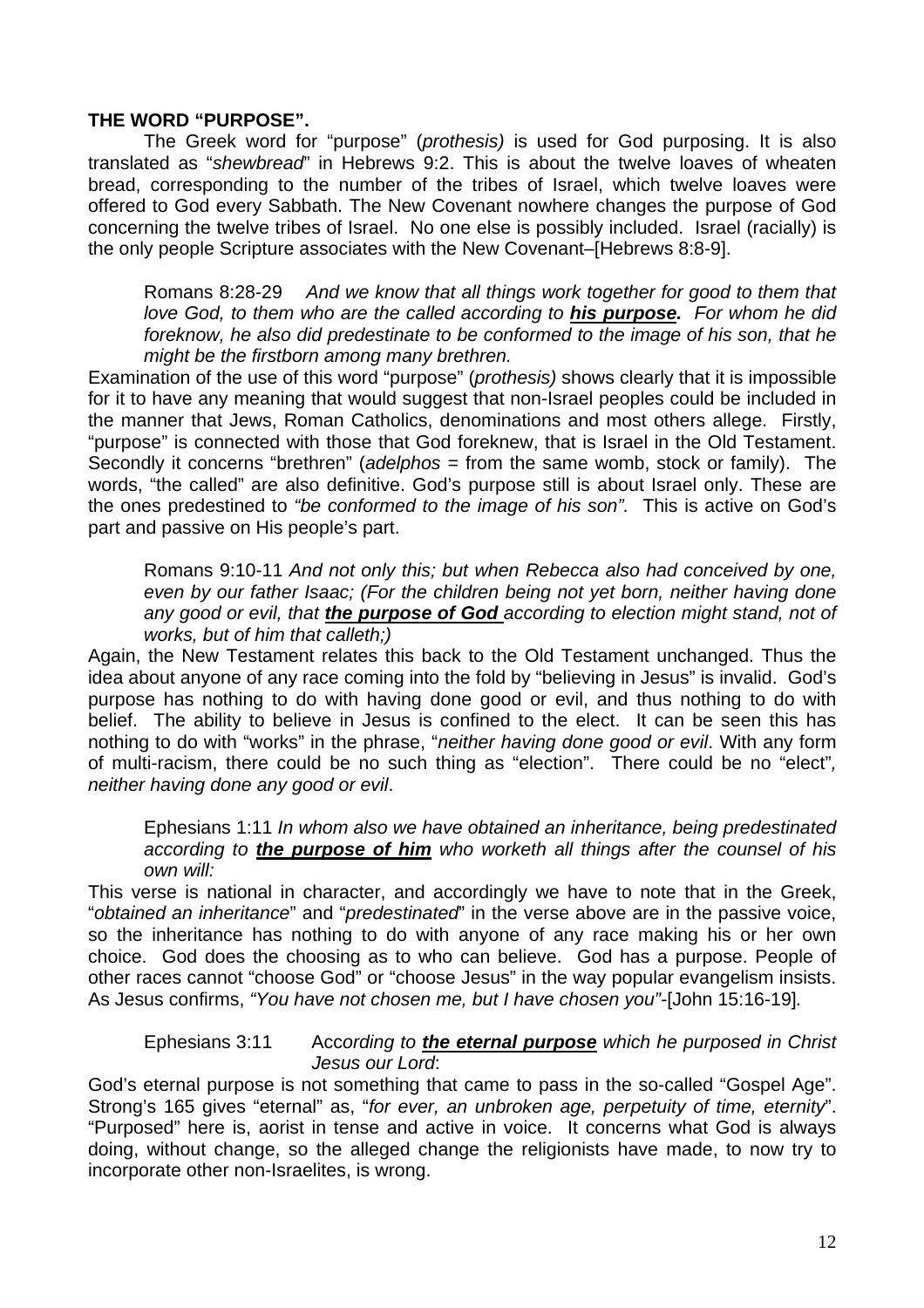**THE WORD "PURPOSE".**

The Greek word for "purpose" (*prothesis)* is used for God purposing. It is also translated as "*shewbread*" in Hebrews 9:2. This is about the twelve loaves of wheaten bread, corresponding to the number of the tribes of Israel, which twelve loaves were offered to God every Sabbath. The New Covenant nowhere changes the purpose of God concerning the twelve tribes of Israel. No one else is possibly included. Israel (racially) is the only people Scripture associates with the New Covenant–[Hebrews 8:8-9].

> Romans 8:28-29 *And we know that all things work together for good to them that love God, to them who are the called according to **his purpose**. For whom he did foreknow, he also did predestinate to be conformed to the image of his son, that he might be the firstborn among many brethren.*

Examination of the use of this word "purpose" (*prothesis)* shows clearly that it is impossible for it to have any meaning that would suggest that non-Israel peoples could be included in the manner that Jews, Roman Catholics, denominations and most others allege. Firstly, "purpose" is connected with those that God foreknew, that is Israel in the Old Testament. Secondly it concerns "brethren" (*adelphos* = from the same womb, stock or family). The words, "the called" are also definitive. God's purpose still is about Israel only. These are the ones predestined to *"be conformed to the image of his son"*. This is active on God's part and passive on His people's part.

> Romans 9:10-11 *And not only this; but when Rebecca also had conceived by one, even by our father Isaac; (For the children being not yet born, neither having done any good or evil, that **the purpose of God** according to election might stand, not of works, but of him that calleth;)*

Again, the New Testament relates this back to the Old Testament unchanged. Thus the idea about anyone of any race coming into the fold by "believing in Jesus" is invalid. God's purpose has nothing to do with having done good or evil, and thus nothing to do with belief. The ability to believe in Jesus is confined to the elect. It can be seen this has nothing to do with "works" in the phrase, "*neither having done good or evil*. With any form of multi-racism, there could be no such thing as "election". There could be no "elect"*, neither having done any good or evil*.

> Ephesians 1:11 *In whom also we have obtained an inheritance, being predestinated according to **the purpose of him** who worketh all things after the counsel of his own will:*

This verse is national in character, and accordingly we have to note that in the Greek, "*obtained an inheritance*" and "*predestinated*" in the verse above are in the passive voice, so the inheritance has nothing to do with anyone of any race making his or her own choice. God does the choosing as to who can believe. God has a purpose. People of other races cannot "choose God" or "choose Jesus" in the way popular evangelism insists. As Jesus confirms, *"You have not chosen me, but I have chosen you"*-[John 15:16-19].

> Ephesians 3:11 Acc*ording to **the eternal purpose** which he purposed in Christ Jesus our Lord*:

God's eternal purpose is not something that came to pass in the so-called "Gospel Age". Strong's 165 gives "eternal" as, "*for ever, an unbroken age, perpetuity of time, eternity*". "Purposed" here is, aorist in tense and active in voice. It concerns what God is always doing, without change, so the alleged change the religionists have made, to now try to incorporate other non-Israelites, is wrong.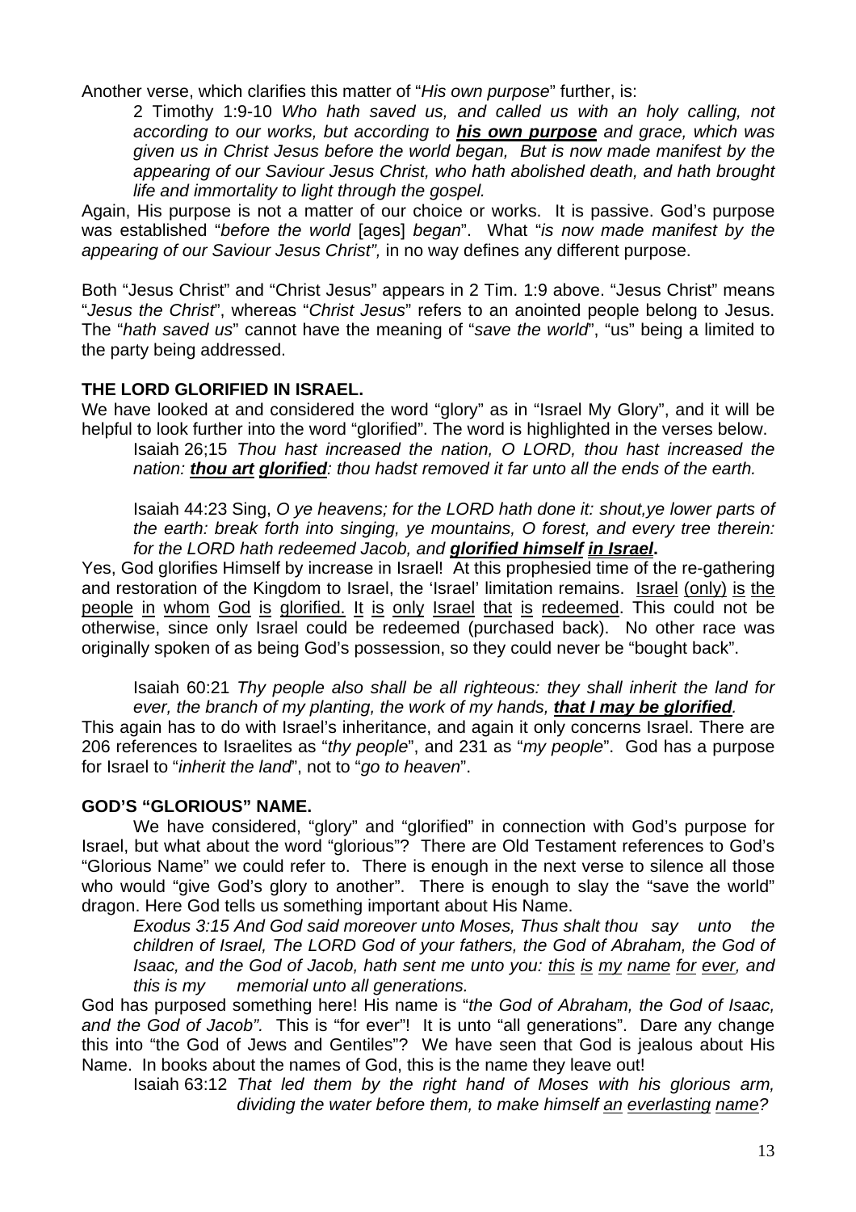Another verse, which clarifies this matter of "*His own purpose*" further, is:

> 2 Timothy 1:9-10 *Who hath saved us, and called us with an holy calling, not according to our works, but according to **<u>his own purpose</u>** and grace, which was given us in Christ Jesus before the world began, But is now made manifest by the appearing of our Saviour Jesus Christ, who hath abolished death, and hath brought life and immortality to light through the gospel.*

Again, His purpose is not a matter of our choice or works. It is passive. God's purpose was established "*before the world* [ages] *began*". What "*is now made manifest by the appearing of our Saviour Jesus Christ",* in no way defines any different purpose.

Both "Jesus Christ" and "Christ Jesus" appears in 2 Tim. 1:9 above. "Jesus Christ" means "*Jesus the Christ*", whereas "*Christ Jesus*" refers to an anointed people belong to Jesus. The "*hath saved us*" cannot have the meaning of "*save the world*", "us" being a limited to the party being addressed.

**THE LORD GLORIFIED IN ISRAEL.**

We have looked at and considered the word "glory" as in "Israel My Glory", and it will be helpful to look further into the word "glorified". The word is highlighted in the verses below.

> Isaiah 26;15 *Thou hast increased the nation, O LORD, thou hast increased the nation: **<u>thou art</u> <u>glorified</u>**: thou hadst removed it far unto all the ends of the earth.*
>
> Isaiah 44:23 Sing, *O ye heavens; for the LORD hath done it: shout,ye lower parts of the earth: break forth into singing, ye mountains, O forest, and every tree therein: for the LORD hath redeemed Jacob, and **<u>glorified himself</u> <u>in Israel</u>**.*

Yes, God glorifies Himself by increase in Israel! At this prophesied time of the re-gathering and restoration of the Kingdom to Israel, the 'Israel' limitation remains. <u>Israel</u> <u>(only)</u> <u>is</u> <u>the</u> <u>people</u> <u>in</u> <u>whom</u> <u>God</u> <u>is</u> <u>glorified.</u> <u>It</u> <u>is</u> <u>only</u> <u>Israel</u> <u>that</u> <u>is</u> <u>redeemed</u>. This could not be otherwise, since only Israel could be redeemed (purchased back). No other race was originally spoken of as being God's possession, so they could never be "bought back".

> Isaiah 60:21 *Thy people also shall be all righteous: they shall inherit the land for ever, the branch of my planting, the work of my hands, **<u>that I may be glorified</u>**.*

This again has to do with Israel's inheritance, and again it only concerns Israel. There are 206 references to Israelites as "*thy people*", and 231 as "*my people*". God has a purpose for Israel to "*inherit the land*", not to "*go to heaven*".

**GOD'S "GLORIOUS" NAME.**

We have considered, "glory" and "glorified" in connection with God's purpose for Israel, but what about the word "glorious"? There are Old Testament references to God's "Glorious Name" we could refer to. There is enough in the next verse to silence all those who would "give God's glory to another". There is enough to slay the "save the world" dragon. Here God tells us something important about His Name.

> *Exodus 3:15 And God said moreover unto Moses, Thus shalt thou say unto the children of Israel, The LORD God of your fathers, the God of Abraham, the God of Isaac, and the God of Jacob, hath sent me unto you: <u>this</u> <u>is</u> <u>my</u> <u>name</u> <u>for</u> <u>ever</u>, and this is my memorial unto all generations.*

God has purposed something here! His name is "*the God of Abraham, the God of Isaac, and the God of Jacob".* This is "for ever"! It is unto "all generations". Dare any change this into "the God of Jews and Gentiles"? We have seen that God is jealous about His Name. In books about the names of God, this is the name they leave out!

> Isaiah 63:12 *That led them by the right hand of Moses with his glorious arm, dividing the water before them, to make himself <u>an</u> <u>everlasting</u> <u>name</u>?*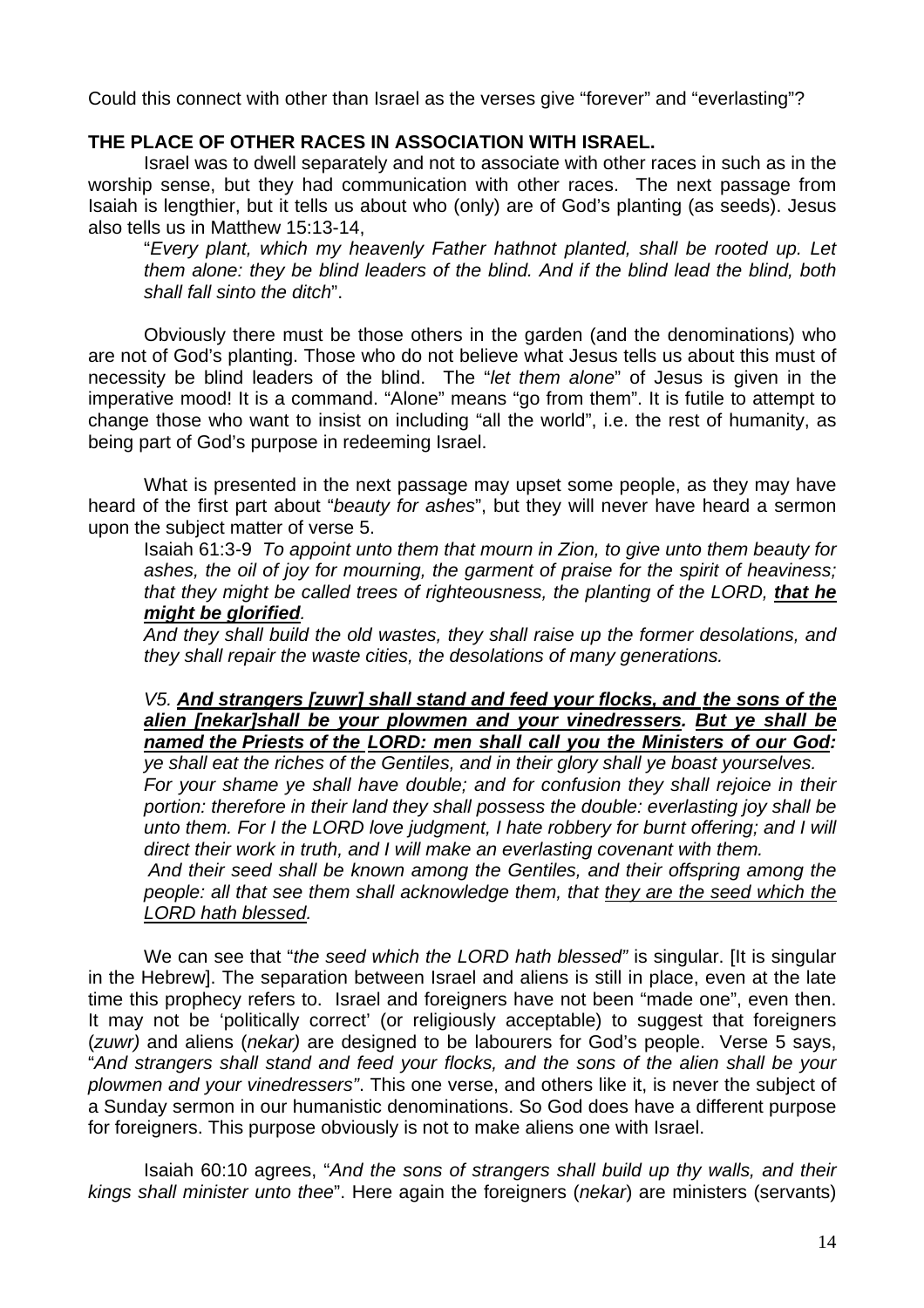Could this connect with other than Israel as the verses give "forever" and "everlasting"?

**THE PLACE OF OTHER RACES IN ASSOCIATION WITH ISRAEL.**

Israel was to dwell separately and not to associate with other races in such as in the worship sense, but they had communication with other races. The next passage from Isaiah is lengthier, but it tells us about who (only) are of God's planting (as seeds). Jesus also tells us in Matthew 15:13-14,

> "*Every plant, which my heavenly Father hathnot planted, shall be rooted up. Let them alone: they be blind leaders of the blind. And if the blind lead the blind, both shall fall sinto the ditch*".

Obviously there must be those others in the garden (and the denominations) who are not of God's planting. Those who do not believe what Jesus tells us about this must of necessity be blind leaders of the blind. The "*let them alone*" of Jesus is given in the imperative mood! It is a command. "Alone" means "go from them". It is futile to attempt to change those who want to insist on including "all the world", i.e. the rest of humanity, as being part of God's purpose in redeeming Israel.

What is presented in the next passage may upset some people, as they may have heard of the first part about "*beauty for ashes*", but they will never have heard a sermon upon the subject matter of verse 5.

> Isaiah 61:3-9 *To appoint unto them that mourn in Zion, to give unto them beauty for ashes, the oil of joy for mourning, the garment of praise for the spirit of heaviness; that they might be called trees of righteousness, the planting of the LORD,* ***<u>that he might be glorified</u>****.*
>
> *And they shall build the old wastes, they shall raise up the former desolations, and they shall repair the waste cities, the desolations of many generations.*
>
> *V5.* ***<u>And strangers [zuwr] shall stand and feed your flocks, and the sons of the alien [nekar]shall be your plowmen and your vinedressers</u>. <u>But ye shall be named the Priests of the LORD: men shall call you the Ministers of our God</u>:*** *ye shall eat the riches of the Gentiles, and in their glory shall ye boast yourselves. For your shame ye shall have double; and for confusion they shall rejoice in their portion: therefore in their land they shall possess the double: everlasting joy shall be unto them. For I the LORD love judgment, I hate robbery for burnt offering; and I will direct their work in truth, and I will make an everlasting covenant with them.*
>
> *And their seed shall be known among the Gentiles, and their offspring among the people: all that see them shall acknowledge them, that <u>they are the seed which the LORD hath blessed</u>.*

We can see that "*the seed which the LORD hath blessed*" is singular. [It is singular in the Hebrew]. The separation between Israel and aliens is still in place, even at the late time this prophecy refers to. Israel and foreigners have not been "made one", even then. It may not be 'politically correct' (or religiously acceptable) to suggest that foreigners (*zuwr)* and aliens (*nekar)* are designed to be labourers for God's people. Verse 5 says, "*And strangers shall stand and feed your flocks, and the sons of the alien shall be your plowmen and your vinedressers"*. This one verse, and others like it, is never the subject of a Sunday sermon in our humanistic denominations. So God does have a different purpose for foreigners. This purpose obviously is not to make aliens one with Israel.

Isaiah 60:10 agrees, "*And the sons of strangers shall build up thy walls, and their kings shall minister unto thee*". Here again the foreigners (*nekar*) are ministers (servants)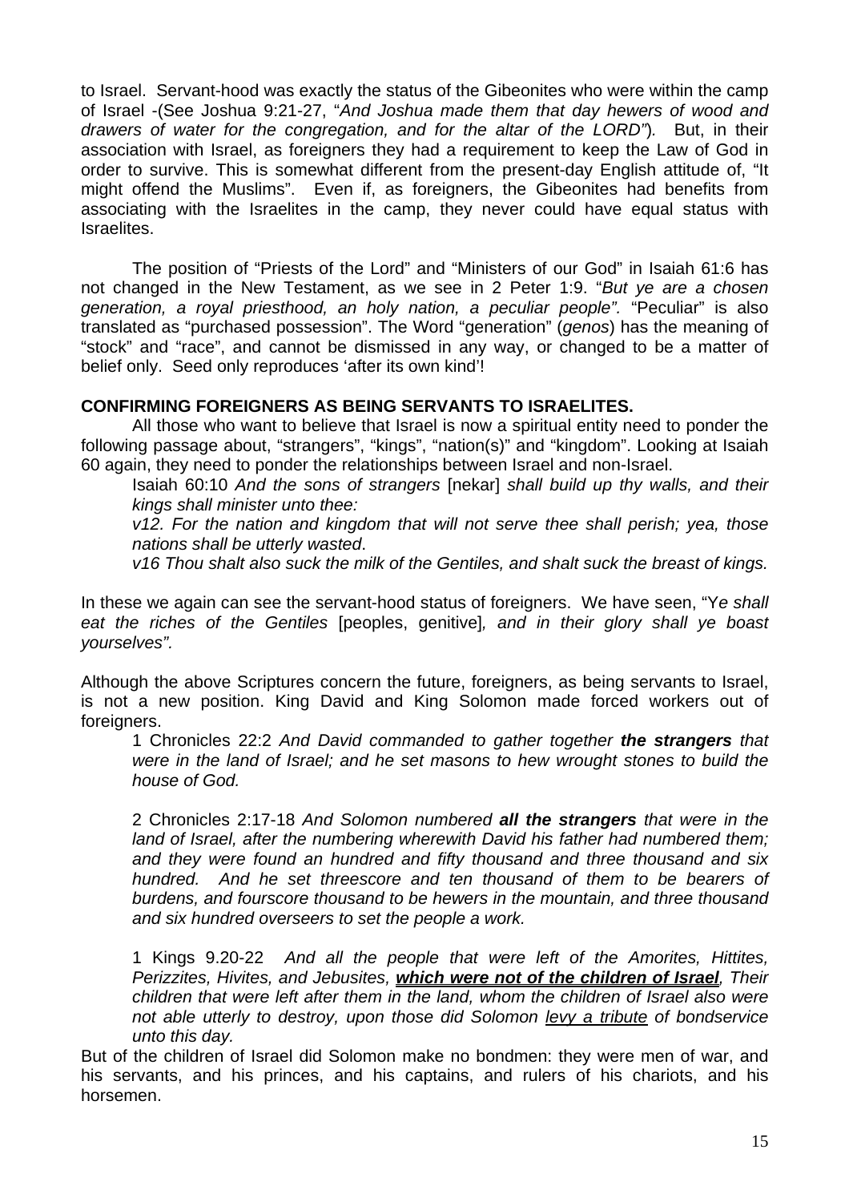to Israel. Servant-hood was exactly the status of the Gibeonites who were within the camp of Israel -(See Joshua 9:21-27, "*And Joshua made them that day hewers of wood and drawers of water for the congregation, and for the altar of the LORD"*). But, in their association with Israel, as foreigners they had a requirement to keep the Law of God in order to survive. This is somewhat different from the present-day English attitude of, "It might offend the Muslims". Even if, as foreigners, the Gibeonites had benefits from associating with the Israelites in the camp, they never could have equal status with Israelites.

The position of "Priests of the Lord" and "Ministers of our God" in Isaiah 61:6 has not changed in the New Testament, as we see in 2 Peter 1:9. "*But ye are a chosen generation, a royal priesthood, an holy nation, a peculiar people".* "Peculiar" is also translated as "purchased possession". The Word "generation" (*genos*) has the meaning of "stock" and "race", and cannot be dismissed in any way, or changed to be a matter of belief only. Seed only reproduces 'after its own kind'!

**CONFIRMING FOREIGNERS AS BEING SERVANTS TO ISRAELITES.**

All those who want to believe that Israel is now a spiritual entity need to ponder the following passage about, "strangers", "kings", "nation(s)" and "kingdom". Looking at Isaiah 60 again, they need to ponder the relationships between Israel and non-Israel.

> Isaiah 60:10 *And the sons of strangers* [nekar] *shall build up thy walls, and their kings shall minister unto thee:*
>
> *v12. For the nation and kingdom that will not serve thee shall perish; yea, those nations shall be utterly wasted*.
>
> *v16 Thou shalt also suck the milk of the Gentiles, and shalt suck the breast of kings.*

In these we again can see the servant-hood status of foreigners. We have seen, "Y*e shall eat the riches of the Gentiles* [peoples, genitive]*, and in their glory shall ye boast yourselves".*

Although the above Scriptures concern the future, foreigners, as being servants to Israel, is not a new position. King David and King Solomon made forced workers out of foreigners.

> 1 Chronicles 22:2 *And David commanded to gather together* ***the strangers*** *that were in the land of Israel; and he set masons to hew wrought stones to build the house of God.*
>
> 2 Chronicles 2:17-18 *And Solomon numbered* ***all the strangers*** *that were in the land of Israel, after the numbering wherewith David his father had numbered them; and they were found an hundred and fifty thousand and three thousand and six hundred. And he set threescore and ten thousand of them to be bearers of burdens, and fourscore thousand to be hewers in the mountain, and three thousand and six hundred overseers to set the people a work.*
>
> 1 Kings 9.20-22 *And all the people that were left of the Amorites, Hittites, Perizzites, Hivites, and Jebusites,* ***<u>which were not of the children of Israel</u>****, Their children that were left after them in the land, whom the children of Israel also were not able utterly to destroy, upon those did Solomon <u>levy a tribute</u> of bondservice unto this day.*

But of the children of Israel did Solomon make no bondmen: they were men of war, and his servants, and his princes, and his captains, and rulers of his chariots, and his horsemen.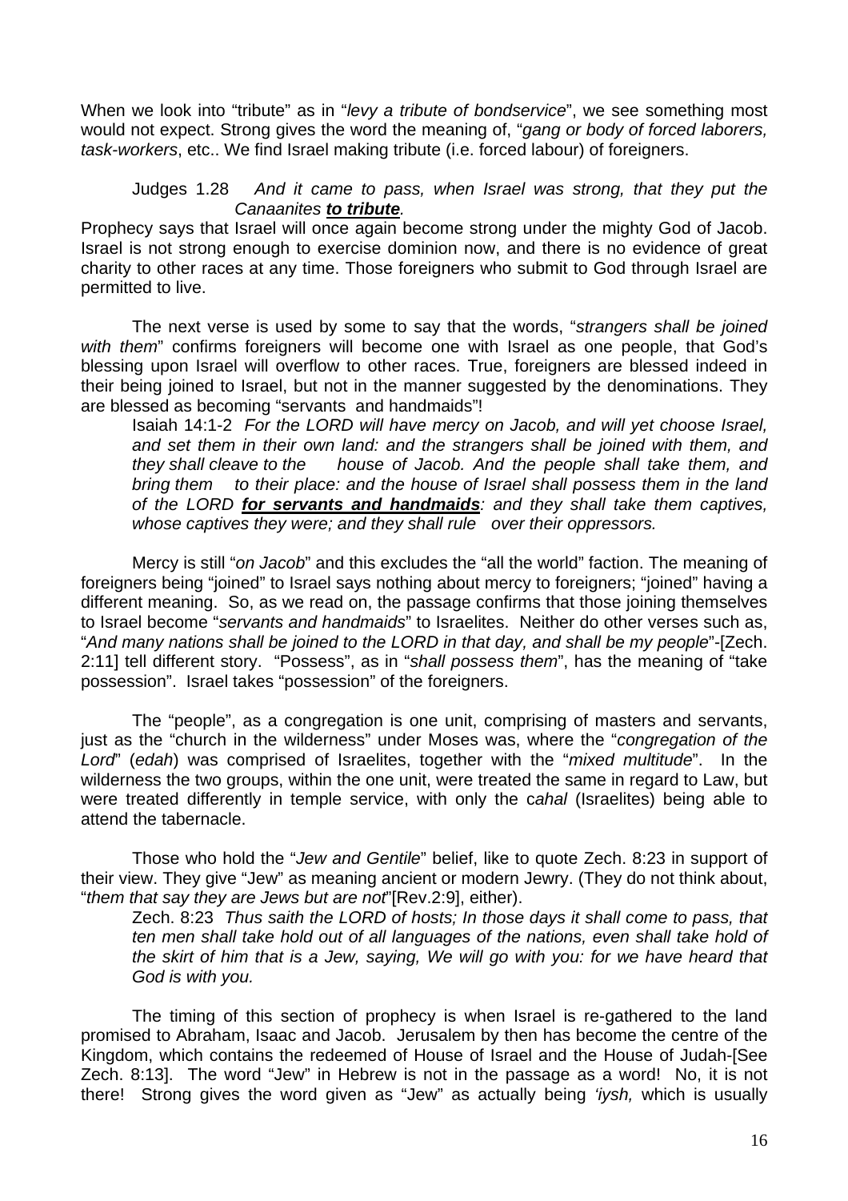When we look into “tribute” as in “*levy a tribute of bondservice*”, we see something most would not expect. Strong gives the word the meaning of, “*gang or body of forced laborers, task-workers*, etc.. We find Israel making tribute (i.e. forced labour) of foreigners.

> Judges 1.28 *And it came to pass, when Israel was strong, that they put the Canaanites **to tribute**.*

Prophecy says that Israel will once again become strong under the mighty God of Jacob. Israel is not strong enough to exercise dominion now, and there is no evidence of great charity to other races at any time. Those foreigners who submit to God through Israel are permitted to live.

The next verse is used by some to say that the words, “*strangers shall be joined with them*” confirms foreigners will become one with Israel as one people, that God’s blessing upon Israel will overflow to other races. True, foreigners are blessed indeed in their being joined to Israel, but not in the manner suggested by the denominations. They are blessed as becoming “servants and handmaids”!

> Isaiah 14:1-2 *For the LORD will have mercy on Jacob, and will yet choose Israel, and set them in their own land: and the strangers shall be joined with them, and they shall cleave to the house of Jacob. And the people shall take them, and bring them to their place: and the house of Israel shall possess them in the land of the LORD **for servants and handmaids**: and they shall take them captives, whose captives they were; and they shall rule over their oppressors.*

Mercy is still “*on Jacob*” and this excludes the “all the world” faction. The meaning of foreigners being “joined” to Israel says nothing about mercy to foreigners; “joined” having a different meaning. So, as we read on, the passage confirms that those joining themselves to Israel become “*servants and handmaids*” to Israelites. Neither do other verses such as, “*And many nations shall be joined to the LORD in that day, and shall be my people*”-[Zech. 2:11] tell different story. “Possess”, as in “*shall possess them*”, has the meaning of “take possession”. Israel takes “possession” of the foreigners.

The “people”, as a congregation is one unit, comprising of masters and servants, just as the “church in the wilderness” under Moses was, where the “*congregation of the Lord*” (*edah*) was comprised of Israelites, together with the “*mixed multitude*”. In the wilderness the two groups, within the one unit, were treated the same in regard to Law, but were treated differently in temple service, with only the c*ahal* (Israelites) being able to attend the tabernacle.

Those who hold the “*Jew and Gentile*” belief, like to quote Zech. 8:23 in support of their view. They give “Jew” as meaning ancient or modern Jewry. (They do not think about, “*them that say they are Jews but are not*”[Rev.2:9], either).

> Zech. 8:23 *Thus saith the LORD of hosts; In those days it shall come to pass, that ten men shall take hold out of all languages of the nations, even shall take hold of the skirt of him that is a Jew, saying, We will go with you: for we have heard that God is with you.*

The timing of this section of prophecy is when Israel is re-gathered to the land promised to Abraham, Isaac and Jacob. Jerusalem by then has become the centre of the Kingdom, which contains the redeemed of House of Israel and the House of Judah-[See Zech. 8:13]. The word “Jew” in Hebrew is not in the passage as a word! No, it is not there! Strong gives the word given as “Jew” as actually being *‘iysh,* which is usually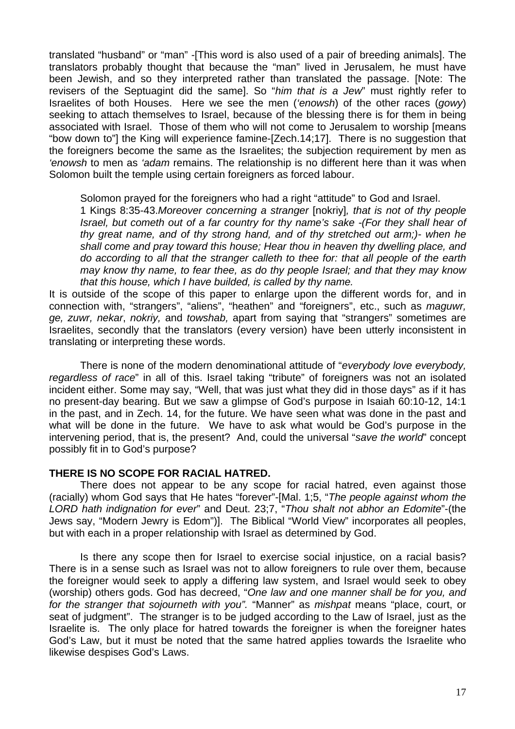translated "husband" or "man" -[This word is also used of a pair of breeding animals]. The translators probably thought that because the "man" lived in Jerusalem, he must have been Jewish, and so they interpreted rather than translated the passage. [Note: The revisers of the Septuagint did the same]. So "*him that is a Jew*" must rightly refer to Israelites of both Houses. Here we see the men (*'enowsh*) of the other races (*gowy*) seeking to attach themselves to Israel, because of the blessing there is for them in being associated with Israel. Those of them who will not come to Jerusalem to worship [means "bow down to"] the King will experience famine-[Zech.14;17]. There is no suggestion that the foreigners become the same as the Israelites; the subjection requirement by men as *'enowsh* to men as *'adam* remains. The relationship is no different here than it was when Solomon built the temple using certain foreigners as forced labour.

> Solomon prayed for the foreigners who had a right "attitude" to God and Israel.
> 1 Kings 8:35-43.*Moreover concerning a stranger* [nokriy]*, that is not of thy people Israel, but cometh out of a far country for thy name's sake -(For they shall hear of thy great name, and of thy strong hand, and of thy stretched out arm;)- when he shall come and pray toward this house; Hear thou in heaven thy dwelling place, and do according to all that the stranger calleth to thee for: that all people of the earth may know thy name, to fear thee, as do thy people Israel; and that they may know that this house, which I have builded, is called by thy name.*

It is outside of the scope of this paper to enlarge upon the different words for, and in connection with, "strangers", "aliens", "heathen" and "foreigners", etc., such as *maguwr, ge, zuwr, nekar*, *nokriy,* and *towshab,* apart from saying that "strangers" sometimes are Israelites, secondly that the translators (every version) have been utterly inconsistent in translating or interpreting these words.

There is none of the modern denominational attitude of "*everybody love everybody, regardless of race*" in all of this. Israel taking "tribute" of foreigners was not an isolated incident either. Some may say, "Well, that was just what they did in those days" as if it has no present-day bearing. But we saw a glimpse of God's purpose in Isaiah 60:10-12, 14:1 in the past, and in Zech. 14, for the future. We have seen what was done in the past and what will be done in the future. We have to ask what would be God's purpose in the intervening period, that is, the present? And, could the universal "*save the world*" concept possibly fit in to God's purpose?

**THERE IS NO SCOPE FOR RACIAL HATRED.**

There does not appear to be any scope for racial hatred, even against those (racially) whom God says that He hates "forever"-[Mal. 1;5, "*The people against whom the LORD hath indignation for ever*" and Deut. 23;7, "*Thou shalt not abhor an Edomite*"-(the Jews say, "Modern Jewry is Edom")]. The Biblical "World View" incorporates all peoples, but with each in a proper relationship with Israel as determined by God.

Is there any scope then for Israel to exercise social injustice, on a racial basis? There is in a sense such as Israel was not to allow foreigners to rule over them, because the foreigner would seek to apply a differing law system, and Israel would seek to obey (worship) others gods. God has decreed, "*One law and one manner shall be for you, and for the stranger that sojourneth with you".* "Manner" as *mishpat* means "place, court, or seat of judgment". The stranger is to be judged according to the Law of Israel, just as the Israelite is. The only place for hatred towards the foreigner is when the foreigner hates God's Law, but it must be noted that the same hatred applies towards the Israelite who likewise despises God's Laws.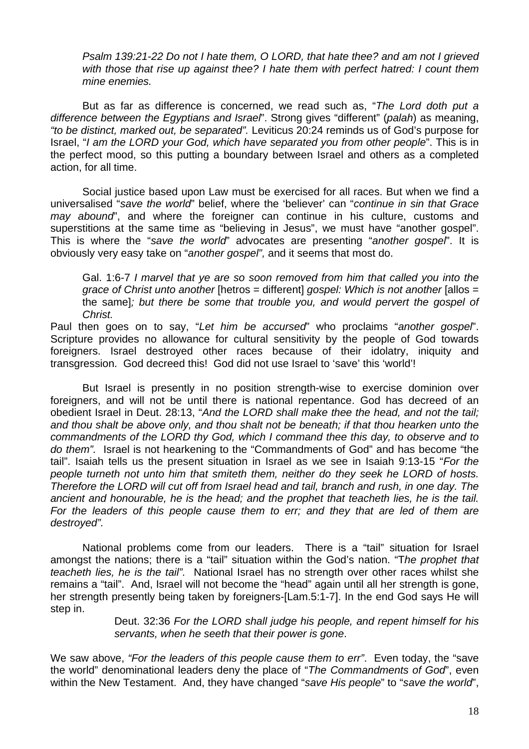> *Psalm 139:21-22 Do not I hate them, O LORD, that hate thee? and am not I grieved with those that rise up against thee? I hate them with perfect hatred: I count them mine enemies.*

But as far as difference is concerned, we read such as, "*The Lord doth put a difference between the Egyptians and Israel*". Strong gives "different" (*palah*) as meaning, *"to be distinct, marked out, be separated".* Leviticus 20:24 reminds us of God's purpose for Israel, "*I am the LORD your God, which have separated you from other people*". This is in the perfect mood, so this putting a boundary between Israel and others as a completed action, for all time.

Social justice based upon Law must be exercised for all races. But when we find a universalised "*save the world*" belief, where the 'believer' can "*continue in sin that Grace may abound*", and where the foreigner can continue in his culture, customs and superstitions at the same time as "believing in Jesus", we must have "another gospel". This is where the "*save the world*" advocates are presenting "*another gospel*". It is obviously very easy take on "*another gospel",* and it seems that most do.

> Gal. 1:6-7 *I marvel that ye are so soon removed from him that called you into the grace of Christ unto another* [hetros = different] *gospel: Which is not another* [allos = the same]*; but there be some that trouble you, and would pervert the gospel of Christ.*

Paul then goes on to say, "*Let him be accursed*" who proclaims "*another gospel*". Scripture provides no allowance for cultural sensitivity by the people of God towards foreigners. Israel destroyed other races because of their idolatry, iniquity and transgression. God decreed this! God did not use Israel to 'save' this 'world'!

But Israel is presently in no position strength-wise to exercise dominion over foreigners, and will not be until there is national repentance. God has decreed of an obedient Israel in Deut. 28:13, "*And the LORD shall make thee the head, and not the tail; and thou shalt be above only, and thou shalt not be beneath; if that thou hearken unto the commandments of the LORD thy God, which I command thee this day, to observe and to do them".* Israel is not hearkening to the "Commandments of God" and has become "the tail". Isaiah tells us the present situation in Israel as we see in Isaiah 9:13-15 "*For the people turneth not unto him that smiteth them, neither do they seek he LORD of hosts. Therefore the LORD will cut off from Israel head and tail, branch and rush, in one day. The ancient and honourable, he is the head; and the prophet that teacheth lies, he is the tail. For the leaders of this people cause them to err; and they that are led of them are destroyed".*

National problems come from our leaders. There is a "tail" situation for Israel amongst the nations; there is a "tail" situation within the God's nation. "T*he prophet that teacheth lies, he is the tail".* National Israel has no strength over other races whilst she remains a "tail". And, Israel will not become the "head" again until all her strength is gone, her strength presently being taken by foreigners-[Lam.5:1-7]. In the end God says He will step in.

> Deut. 32:36 *For the LORD shall judge his people, and repent himself for his servants, when he seeth that their power is gone*.

We saw above, *"For the leaders of this people cause them to err"*. Even today, the "save the world" denominational leaders deny the place of "*The Commandments of God*", even within the New Testament. And, they have changed "*save His people*" to "*save the world*",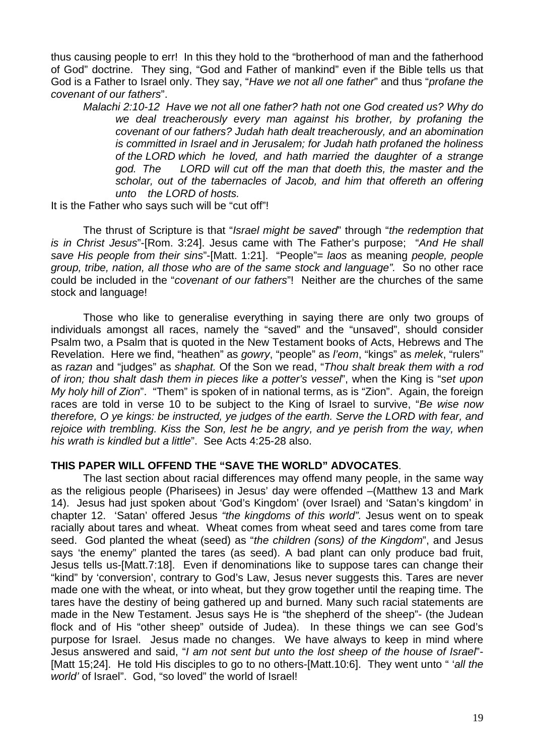thus causing people to err! In this they hold to the "brotherhood of man and the fatherhood of God" doctrine. They sing, "God and Father of mankind" even if the Bible tells us that God is a Father to Israel only. They say, "*Have we not all one father*" and thus "*profane the covenant of our fathers*".

> *Malachi 2:10-12 Have we not all one father? hath not one God created us? Why do we deal treacherously every man against his brother, by profaning the covenant of our fathers? Judah hath dealt treacherously, and an abomination is committed in Israel and in Jerusalem; for Judah hath profaned the holiness of the LORD which he loved, and hath married the daughter of a strange god. The LORD will cut off the man that doeth this, the master and the scholar, out of the tabernacles of Jacob, and him that offereth an offering unto the LORD of hosts.*

It is the Father who says such will be "cut off"!

The thrust of Scripture is that "*Israel might be saved*" through "*the redemption that is in Christ Jesus*"-[Rom. 3:24]. Jesus came with The Father's purpose; "*And He shall save His people from their sins*"-[Matt. 1:21]. "People"= *laos* as meaning *people, people group, tribe, nation, all those who are of the same stock and language".* So no other race could be included in the "*covenant of our fathers*"! Neither are the churches of the same stock and language!

Those who like to generalise everything in saying there are only two groups of individuals amongst all races, namely the "saved" and the "unsaved", should consider Psalm two, a Psalm that is quoted in the New Testament books of Acts, Hebrews and The Revelation. Here we find, "heathen" as *gowry*, "people" as *l'eom*, "kings" as *melek*, "rulers" as *razan* and "judges" as *shaphat.* Of the Son we read, "*Thou shalt break them with a rod of iron; thou shalt dash them in pieces like a potter's vessel*", when the King is "*set upon My holy hill of Zion*". "Them" is spoken of in national terms, as is "Zion". Again, the foreign races are told in verse 10 to be subject to the King of Israel to survive, "*Be wise now therefore, O ye kings: be instructed, ye judges of the earth. Serve the LORD with fear, and rejoice with trembling. Kiss the Son, lest he be angry, and ye perish from the way, when his wrath is kindled but a little*". See Acts 4:25-28 also.

**THIS PAPER WILL OFFEND THE "SAVE THE WORLD" ADVOCATES**.

The last section about racial differences may offend many people, in the same way as the religious people (Pharisees) in Jesus' day were offended –(Matthew 13 and Mark 14). Jesus had just spoken about 'God's Kingdom' (over Israel) and 'Satan's kingdom' in chapter 12. 'Satan' offered Jesus *"the kingdoms of this world".* Jesus went on to speak racially about tares and wheat. Wheat comes from wheat seed and tares come from tare seed. God planted the wheat (seed) as "*the children (sons) of the Kingdom*", and Jesus says 'the enemy" planted the tares (as seed). A bad plant can only produce bad fruit, Jesus tells us-[Matt.7:18]. Even if denominations like to suppose tares can change their "kind" by 'conversion', contrary to God's Law, Jesus never suggests this. Tares are never made one with the wheat, or into wheat, but they grow together until the reaping time. The tares have the destiny of being gathered up and burned. Many such racial statements are made in the New Testament. Jesus says He is "the shepherd of the sheep"- (the Judean flock and of His "other sheep" outside of Judea). In these things we can see God's purpose for Israel. Jesus made no changes. We have always to keep in mind where Jesus answered and said, "*I am not sent but unto the lost sheep of the house of Israel*"-[Matt 15;24]. He told His disciples to go to no others-[Matt.10:6]. They went unto " '*all the world'* of Israel". God, "so loved" the world of Israel!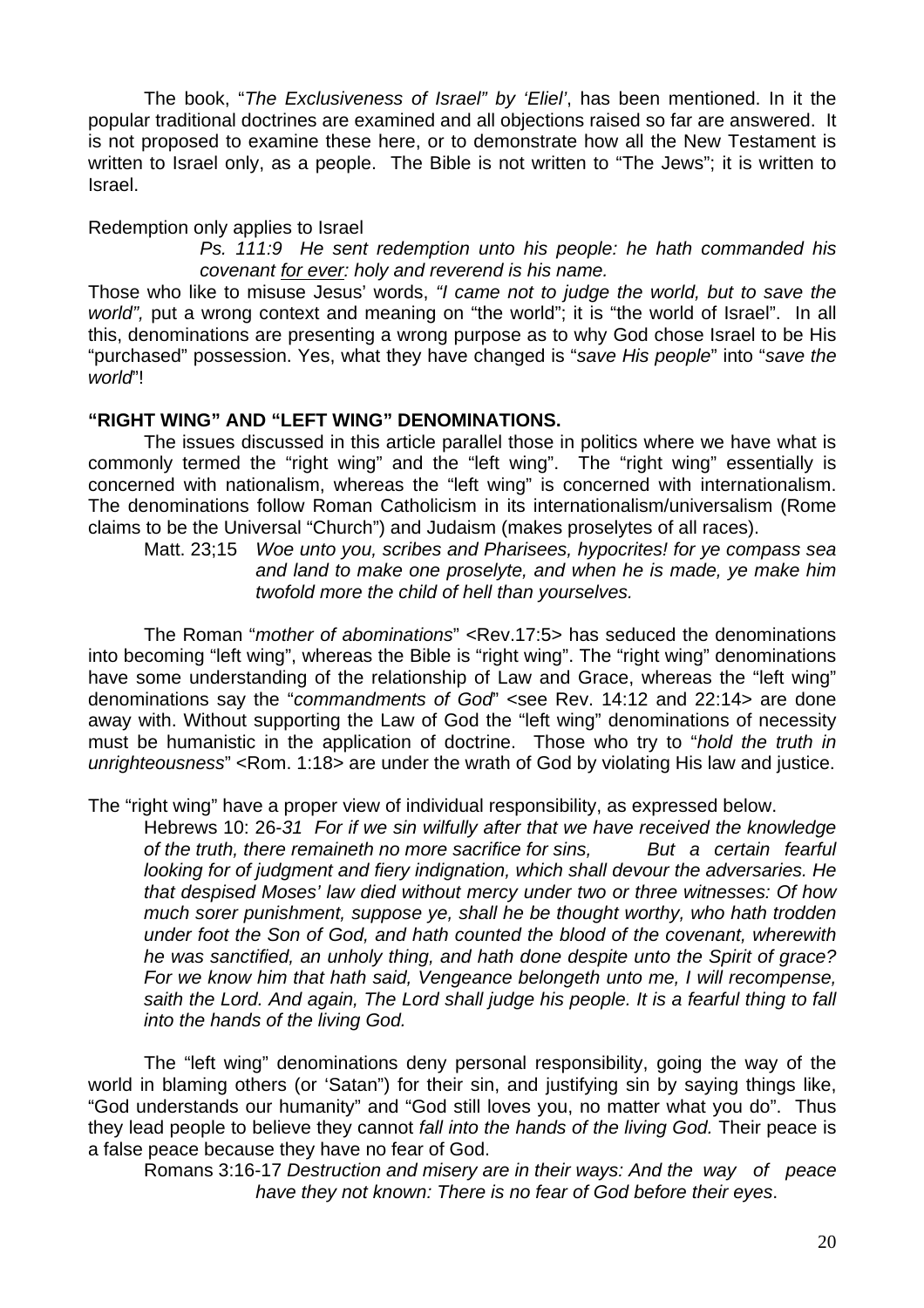The book, "*The Exclusiveness of Israel" by 'Eliel'*, has been mentioned. In it the popular traditional doctrines are examined and all objections raised so far are answered. It is not proposed to examine these here, or to demonstrate how all the New Testament is written to Israel only, as a people. The Bible is not written to "The Jews"; it is written to Israel.

Redemption only applies to Israel

> *Ps. 111:9 He sent redemption unto his people: he hath commanded his covenant <u>for ever</u>: holy and reverend is his name.*

Those who like to misuse Jesus' words, *"I came not to judge the world, but to save the world",* put a wrong context and meaning on "the world"; it is "the world of Israel". In all this, denominations are presenting a wrong purpose as to why God chose Israel to be His "purchased" possession. Yes, what they have changed is "*save His people*" into "*save the world*"!

**"RIGHT WING" AND "LEFT WING" DENOMINATIONS.**

The issues discussed in this article parallel those in politics where we have what is commonly termed the "right wing" and the "left wing". The "right wing" essentially is concerned with nationalism, whereas the "left wing" is concerned with internationalism. The denominations follow Roman Catholicism in its internationalism/universalism (Rome claims to be the Universal "Church") and Judaism (makes proselytes of all races).

> Matt. 23;15 *Woe unto you, scribes and Pharisees, hypocrites! for ye compass sea and land to make one proselyte, and when he is made, ye make him twofold more the child of hell than yourselves.*

The Roman "*mother of abominations*" <Rev.17:5> has seduced the denominations into becoming "left wing", whereas the Bible is "right wing". The "right wing" denominations have some understanding of the relationship of Law and Grace, whereas the "left wing" denominations say the "*commandments of God*" <see Rev. 14:12 and 22:14> are done away with. Without supporting the Law of God the "left wing" denominations of necessity must be humanistic in the application of doctrine. Those who try to "*hold the truth in unrighteousness*" <Rom. 1:18> are under the wrath of God by violating His law and justice.

The "right wing" have a proper view of individual responsibility, as expressed below.

> Hebrews 10: 26-*31 For if we sin wilfully after that we have received the knowledge of the truth, there remaineth no more sacrifice for sins, But a certain fearful looking for of judgment and fiery indignation, which shall devour the adversaries. He that despised Moses' law died without mercy under two or three witnesses: Of how much sorer punishment, suppose ye, shall he be thought worthy, who hath trodden under foot the Son of God, and hath counted the blood of the covenant, wherewith he was sanctified, an unholy thing, and hath done despite unto the Spirit of grace? For we know him that hath said, Vengeance belongeth unto me, I will recompense, saith the Lord. And again, The Lord shall judge his people. It is a fearful thing to fall into the hands of the living God.*

The "left wing" denominations deny personal responsibility, going the way of the world in blaming others (or 'Satan") for their sin, and justifying sin by saying things like, "God understands our humanity" and "God still loves you, no matter what you do". Thus they lead people to believe they cannot *fall into the hands of the living God.* Their peace is a false peace because they have no fear of God.

> Romans 3:16-17 *Destruction and misery are in their ways: And the way of peace have they not known: There is no fear of God before their eyes*.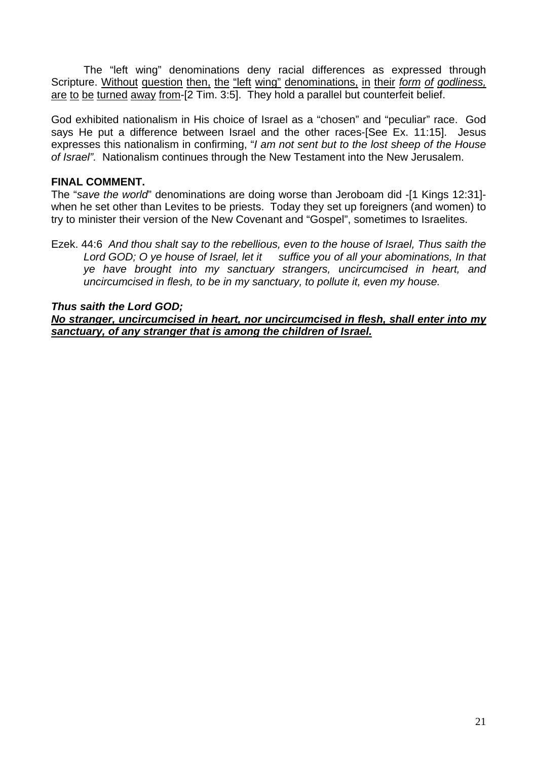The "left wing" denominations deny racial differences as expressed through Scripture. <u>Without question then, the "left wing" denominations, in their *form of godliness,* are to be turned away from</u>-[2 Tim. 3:5]. They hold a parallel but counterfeit belief.

God exhibited nationalism in His choice of Israel as a "chosen" and "peculiar" race. God says He put a difference between Israel and the other races-[See Ex. 11:15]. Jesus expresses this nationalism in confirming, "*I am not sent but to the lost sheep of the House of Israel".* Nationalism continues through the New Testament into the New Jerusalem.

**FINAL COMMENT.**

The "*save the world*" denominations are doing worse than Jeroboam did -[1 Kings 12:31]- when he set other than Levites to be priests. Today they set up foreigners (and women) to try to minister their version of the New Covenant and "Gospel", sometimes to Israelites.

Ezek. 44:6 *And thou shalt say to the rebellious, even to the house of Israel, Thus saith the Lord GOD; O ye house of Israel, let it suffice you of all your abominations, In that ye have brought into my sanctuary strangers, uncircumcised in heart, and uncircumcised in flesh, to be in my sanctuary, to pollute it, even my house.*

***Thus saith the Lord GOD;***

***<u>No stranger, uncircumcised in heart, nor uncircumcised in flesh, shall enter into my sanctuary, of any stranger that is among the children of Israel.</u>***